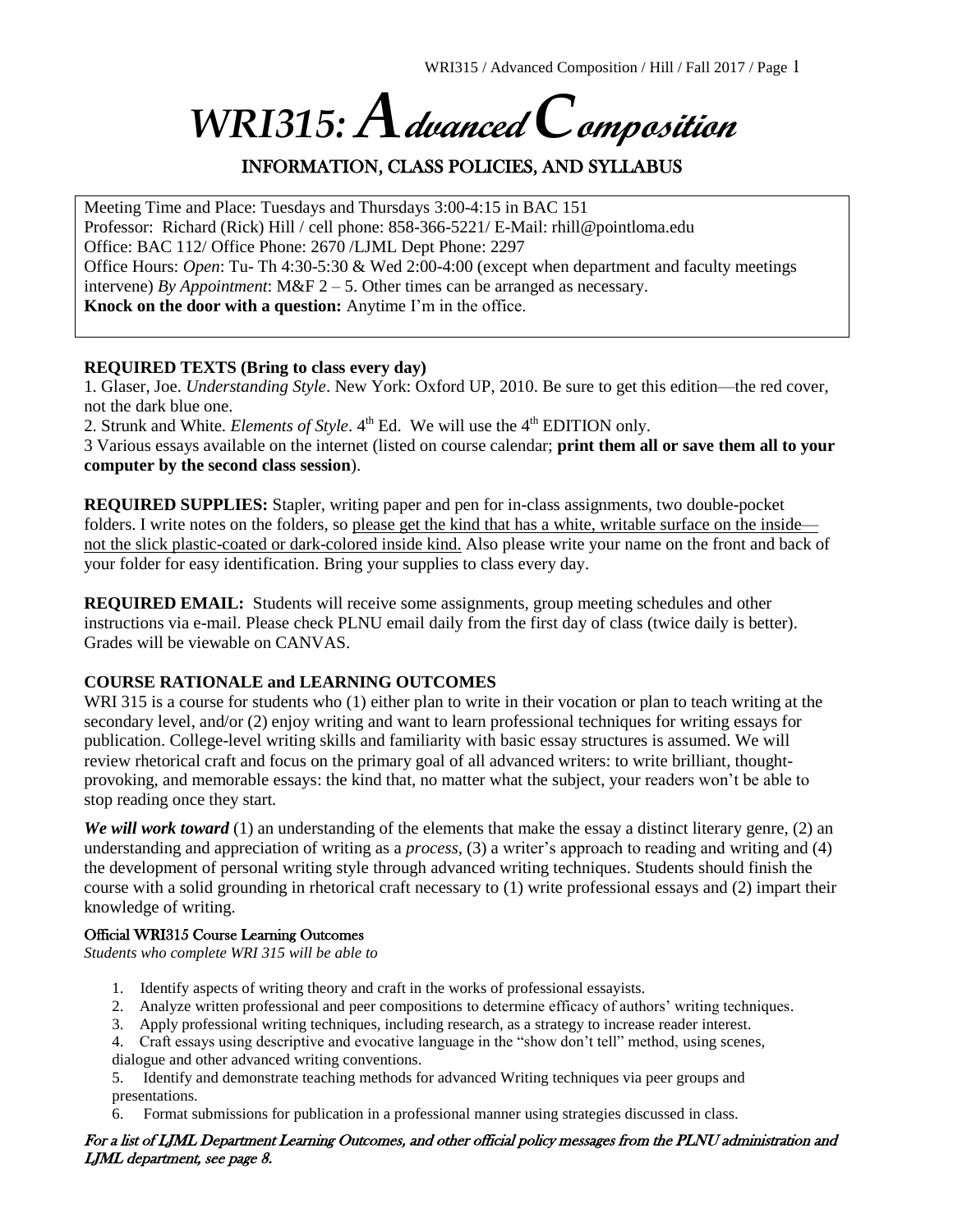# *WRI315: Advanced Composition*

## INFORMATION, CLASS POLICIES, AND SYLLABUS

Meeting Time and Place: Tuesdays and Thursdays 3:00-4:15 in BAC 151
Professor: Richard (Rick) Hill / cell phone: 858-366-5221/ E-Mail: rhill@pointloma.edu
Office: BAC 112/ Office Phone: 2670 /LJML Dept Phone: 2297
Office Hours: *Open*: Tu- Th 4:30-5:30 & Wed 2:00-4:00 (except when department and faculty meetings intervene) *By Appointment*: M&F 2 – 5. Other times can be arranged as necessary.
**Knock on the door with a question:** Anytime I'm in the office.

**REQUIRED TEXTS (Bring to class every day)**

1. Glaser, Joe. *Understanding Style*. New York: Oxford UP, 2010. Be sure to get this edition—the red cover, not the dark blue one.
2. Strunk and White. *Elements of Style*. 4th Ed. We will use the 4th EDITION only.
3 Various essays available on the internet (listed on course calendar; **print them all or save them all to your computer by the second class session**).

**REQUIRED SUPPLIES:** Stapler, writing paper and pen for in-class assignments, two double-pocket folders. I write notes on the folders, so please get the kind that has a white, writable surface on the inside—not the slick plastic-coated or dark-colored inside kind. Also please write your name on the front and back of your folder for easy identification. Bring your supplies to class every day.

**REQUIRED EMAIL:** Students will receive some assignments, group meeting schedules and other instructions via e-mail. Please check PLNU email daily from the first day of class (twice daily is better). Grades will be viewable on CANVAS.

**COURSE RATIONALE and LEARNING OUTCOMES**

WRI 315 is a course for students who (1) either plan to write in their vocation or plan to teach writing at the secondary level, and/or (2) enjoy writing and want to learn professional techniques for writing essays for publication. College-level writing skills and familiarity with basic essay structures is assumed. We will review rhetorical craft and focus on the primary goal of all advanced writers: to write brilliant, thought-provoking, and memorable essays: the kind that, no matter what the subject, your readers won't be able to stop reading once they start.

***We will work toward*** (1) an understanding of the elements that make the essay a distinct literary genre, (2) an understanding and appreciation of writing as a *process,* (3) a writer's approach to reading and writing and (4) the development of personal writing style through advanced writing techniques. Students should finish the course with a solid grounding in rhetorical craft necessary to (1) write professional essays and (2) impart their knowledge of writing.

### Official WRI315 Course Learning Outcomes

*Students who complete WRI 315 will be able to*

1. Identify aspects of writing theory and craft in the works of professional essayists.
2. Analyze written professional and peer compositions to determine efficacy of authors' writing techniques.
3. Apply professional writing techniques, including research, as a strategy to increase reader interest.
4. Craft essays using descriptive and evocative language in the "show don't tell" method, using scenes, dialogue and other advanced writing conventions.
5. Identify and demonstrate teaching methods for advanced Writing techniques via peer groups and presentations.
6. Format submissions for publication in a professional manner using strategies discussed in class.

*For a list of LJML Department Learning Outcomes, and other official policy messages from the PLNU administration and LJML department, see page 8.*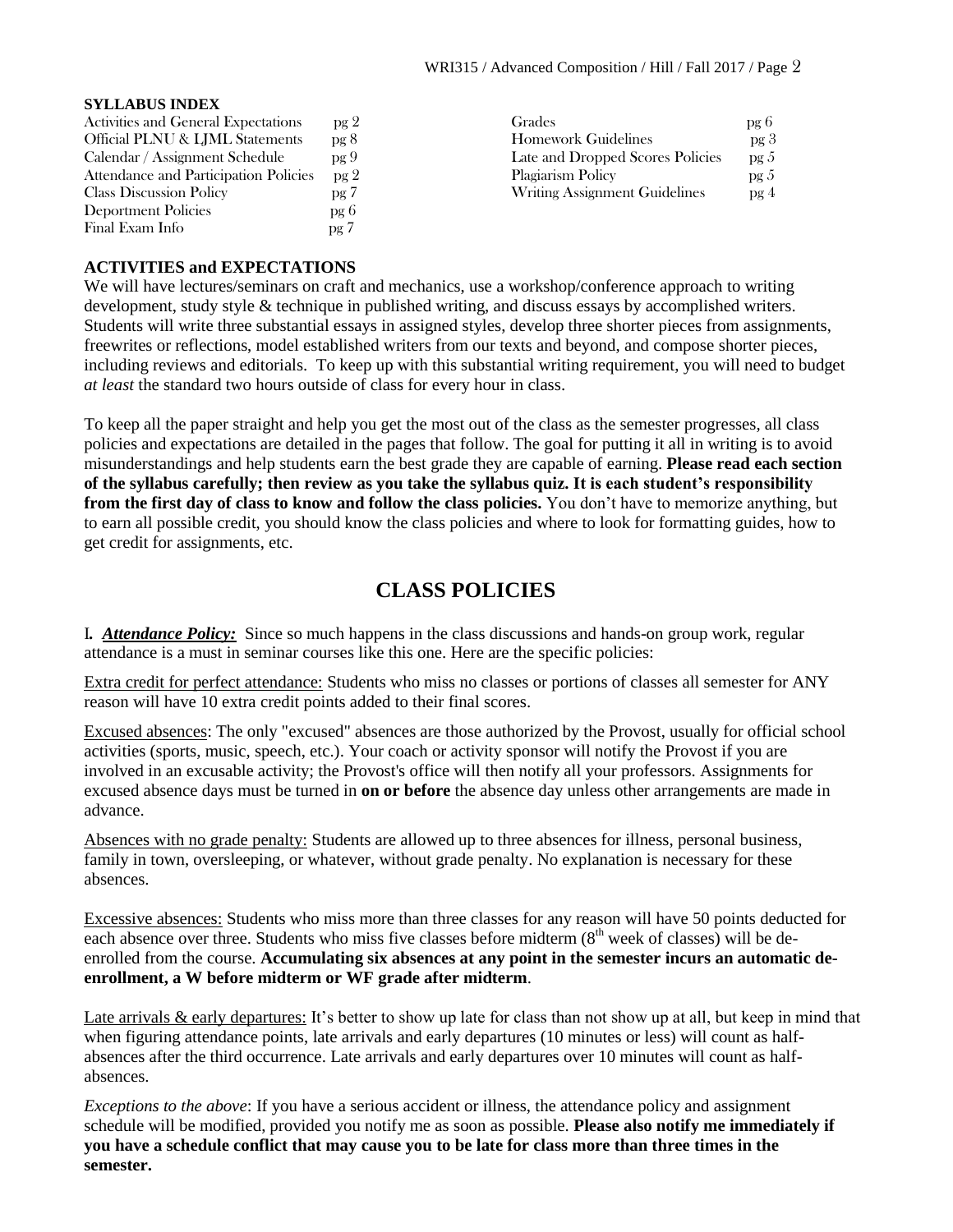**SYLLABUS INDEX**

| | | | |
|---|---|---|---|
| Activities and General Expectations | pg 2 | Grades | pg 6 |
| Official PLNU & LJML Statements | pg 8 | Homework Guidelines | pg 3 |
| Calendar / Assignment Schedule | pg 9 | Late and Dropped Scores Policies | pg 5 |
| Attendance and Participation Policies | pg 2 | Plagiarism Policy | pg 5 |
| Class Discussion Policy | pg 7 | Writing Assignment Guidelines | pg 4 |
| Deportment Policies | pg 6 | | |
| Final Exam Info | pg 7 | | |

**ACTIVITIES and EXPECTATIONS**

We will have lectures/seminars on craft and mechanics, use a workshop/conference approach to writing development, study style & technique in published writing, and discuss essays by accomplished writers. Students will write three substantial essays in assigned styles, develop three shorter pieces from assignments, freewrites or reflections, model established writers from our texts and beyond, and compose shorter pieces, including reviews and editorials. To keep up with this substantial writing requirement, you will need to budget *at least* the standard two hours outside of class for every hour in class.

To keep all the paper straight and help you get the most out of the class as the semester progresses, all class policies and expectations are detailed in the pages that follow. The goal for putting it all in writing is to avoid misunderstandings and help students earn the best grade they are capable of earning. **Please read each section of the syllabus carefully; then review as you take the syllabus quiz. It is each student's responsibility from the first day of class to know and follow the class policies.** You don't have to memorize anything, but to earn all possible credit, you should know the class policies and where to look for formatting guides, how to get credit for assignments, etc.

# CLASS POLICIES

I. ***Attendance Policy:*** Since so much happens in the class discussions and hands-on group work, regular attendance is a must in seminar courses like this one. Here are the specific policies:

Extra credit for perfect attendance: Students who miss no classes or portions of classes all semester for ANY reason will have 10 extra credit points added to their final scores.

Excused absences: The only "excused" absences are those authorized by the Provost, usually for official school activities (sports, music, speech, etc.). Your coach or activity sponsor will notify the Provost if you are involved in an excusable activity; the Provost's office will then notify all your professors. Assignments for excused absence days must be turned in **on or before** the absence day unless other arrangements are made in advance.

Absences with no grade penalty: Students are allowed up to three absences for illness, personal business, family in town, oversleeping, or whatever, without grade penalty. No explanation is necessary for these absences.

Excessive absences: Students who miss more than three classes for any reason will have 50 points deducted for each absence over three. Students who miss five classes before midterm (8th week of classes) will be de-enrolled from the course. **Accumulating six absences at any point in the semester incurs an automatic de-enrollment, a W before midterm or WF grade after midterm**.

Late arrivals & early departures: It's better to show up late for class than not show up at all, but keep in mind that when figuring attendance points, late arrivals and early departures (10 minutes or less) will count as half-absences after the third occurrence. Late arrivals and early departures over 10 minutes will count as half-absences.

*Exceptions to the above*: If you have a serious accident or illness, the attendance policy and assignment schedule will be modified, provided you notify me as soon as possible. **Please also notify me immediately if you have a schedule conflict that may cause you to be late for class more than three times in the semester.**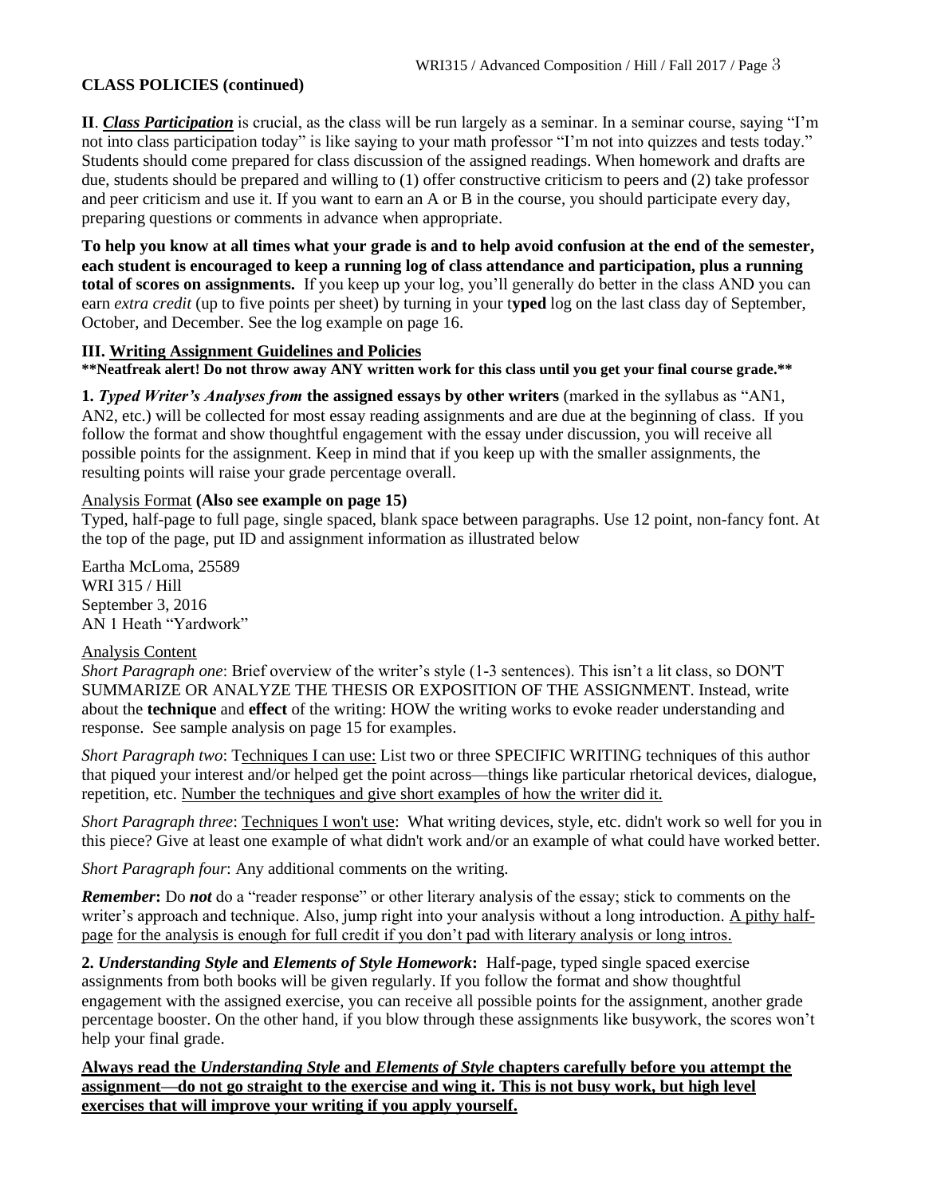**CLASS POLICIES (continued)**

**II**. ***Class Participation*** is crucial, as the class will be run largely as a seminar. In a seminar course, saying "I'm not into class participation today" is like saying to your math professor "I'm not into quizzes and tests today." Students should come prepared for class discussion of the assigned readings. When homework and drafts are due, students should be prepared and willing to (1) offer constructive criticism to peers and (2) take professor and peer criticism and use it. If you want to earn an A or B in the course, you should participate every day, preparing questions or comments in advance when appropriate.

**To help you know at all times what your grade is and to help avoid confusion at the end of the semester, each student is encouraged to keep a running log of class attendance and participation, plus a running total of scores on assignments.** If you keep up your log, you'll generally do better in the class AND you can earn *extra credit* (up to five points per sheet) by turning in your t**yped** log on the last class day of September, October, and December. See the log example on page 16.

**III. Writing Assignment Guidelines and Policies**

**\*\*Neatfreak alert! Do not throw away ANY written work for this class until you get your final course grade.\*\***

**1.** ***Typed Writer's Analyses from*** **the assigned essays by other writers** (marked in the syllabus as "AN1, AN2, etc.) will be collected for most essay reading assignments and are due at the beginning of class. If you follow the format and show thoughtful engagement with the essay under discussion, you will receive all possible points for the assignment. Keep in mind that if you keep up with the smaller assignments, the resulting points will raise your grade percentage overall.

Analysis Format **(Also see example on page 15)**

Typed, half-page to full page, single spaced, blank space between paragraphs. Use 12 point, non-fancy font. At the top of the page, put ID and assignment information as illustrated below

Eartha McLoma, 25589
WRI 315 / Hill
September 3, 2016
AN 1 Heath "Yardwork"

Analysis Content

*Short Paragraph one*: Brief overview of the writer's style (1-3 sentences). This isn't a lit class, so DON'T SUMMARIZE OR ANALYZE THE THESIS OR EXPOSITION OF THE ASSIGNMENT. Instead, write about the **technique** and **effect** of the writing: HOW the writing works to evoke reader understanding and response. See sample analysis on page 15 for examples.

*Short Paragraph two*: Techniques I can use: List two or three SPECIFIC WRITING techniques of this author that piqued your interest and/or helped get the point across—things like particular rhetorical devices, dialogue, repetition, etc. Number the techniques and give short examples of how the writer did it.

*Short Paragraph three*: Techniques I won't use: What writing devices, style, etc. didn't work so well for you in this piece? Give at least one example of what didn't work and/or an example of what could have worked better.

*Short Paragraph four*: Any additional comments on the writing.

***Remember*****:** Do ***not*** do a "reader response" or other literary analysis of the essay; stick to comments on the writer's approach and technique. Also, jump right into your analysis without a long introduction. A pithy half-page for the analysis is enough for full credit if you don't pad with literary analysis or long intros.

**2.** ***Understanding Style*** **and** ***Elements of Style Homework*****:** Half-page, typed single spaced exercise assignments from both books will be given regularly. If you follow the format and show thoughtful engagement with the assigned exercise, you can receive all possible points for the assignment, another grade percentage booster. On the other hand, if you blow through these assignments like busywork, the scores won't help your final grade.

**Always read the *Understanding Style* and *Elements of Style* chapters carefully before you attempt the assignment—do not go straight to the exercise and wing it. This is not busy work, but high level exercises that will improve your writing if you apply yourself.**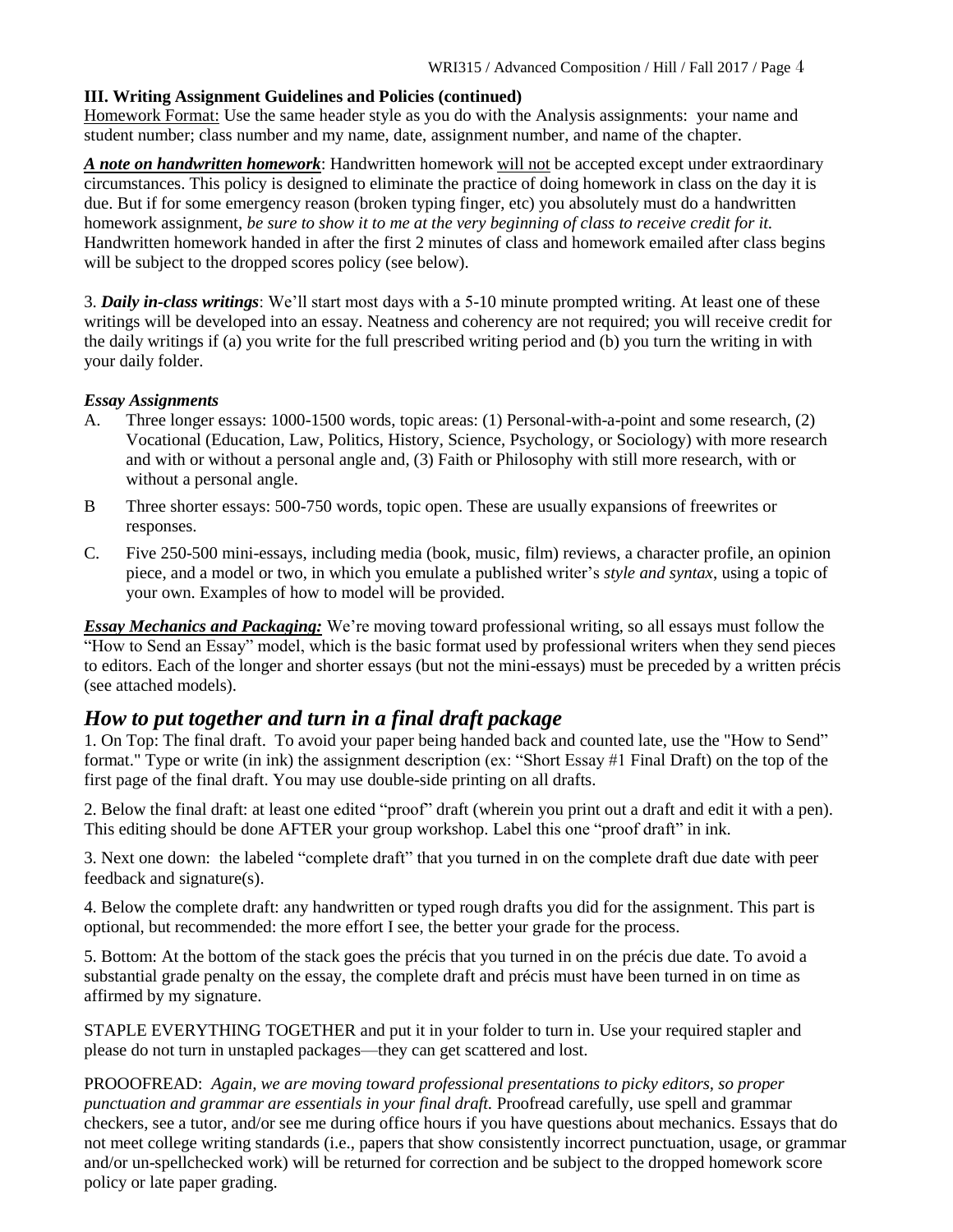**III. Writing Assignment Guidelines and Policies (continued)**

Homework Format: Use the same header style as you do with the Analysis assignments: your name and student number; class number and my name, date, assignment number, and name of the chapter.

***A note on handwritten homework***: Handwritten homework will not be accepted except under extraordinary circumstances. This policy is designed to eliminate the practice of doing homework in class on the day it is due. But if for some emergency reason (broken typing finger, etc) you absolutely must do a handwritten homework assignment, *be sure to show it to me at the very beginning of class to receive credit for it.* Handwritten homework handed in after the first 2 minutes of class and homework emailed after class begins will be subject to the dropped scores policy (see below).

3. ***Daily in-class writings***: We'll start most days with a 5-10 minute prompted writing. At least one of these writings will be developed into an essay. Neatness and coherency are not required; you will receive credit for the daily writings if (a) you write for the full prescribed writing period and (b) you turn the writing in with your daily folder.

***Essay Assignments***

A. Three longer essays: 1000-1500 words, topic areas: (1) Personal-with-a-point and some research, (2) Vocational (Education, Law, Politics, History, Science, Psychology, or Sociology) with more research and with or without a personal angle and, (3) Faith or Philosophy with still more research, with or without a personal angle.

B Three shorter essays: 500-750 words, topic open. These are usually expansions of freewrites or responses.

C. Five 250-500 mini-essays, including media (book, music, film) reviews, a character profile, an opinion piece, and a model or two, in which you emulate a published writer's *style and syntax*, using a topic of your own. Examples of how to model will be provided.

***Essay Mechanics and Packaging:*** We're moving toward professional writing, so all essays must follow the "How to Send an Essay" model, which is the basic format used by professional writers when they send pieces to editors. Each of the longer and shorter essays (but not the mini-essays) must be preceded by a written précis (see attached models).

## *How to put together and turn in a final draft package*

1. On Top: The final draft. To avoid your paper being handed back and counted late, use the "How to Send" format." Type or write (in ink) the assignment description (ex: "Short Essay #1 Final Draft) on the top of the first page of the final draft. You may use double-side printing on all drafts.

2. Below the final draft: at least one edited "proof" draft (wherein you print out a draft and edit it with a pen). This editing should be done AFTER your group workshop. Label this one "proof draft" in ink.

3. Next one down: the labeled "complete draft" that you turned in on the complete draft due date with peer feedback and signature(s).

4. Below the complete draft: any handwritten or typed rough drafts you did for the assignment. This part is optional, but recommended: the more effort I see, the better your grade for the process.

5. Bottom: At the bottom of the stack goes the précis that you turned in on the précis due date. To avoid a substantial grade penalty on the essay, the complete draft and précis must have been turned in on time as affirmed by my signature.

STAPLE EVERYTHING TOGETHER and put it in your folder to turn in. Use your required stapler and please do not turn in unstapled packages—they can get scattered and lost.

PROOOFREAD: *Again, we are moving toward professional presentations to picky editors, so proper punctuation and grammar are essentials in your final draft.* Proofread carefully, use spell and grammar checkers, see a tutor, and/or see me during office hours if you have questions about mechanics. Essays that do not meet college writing standards (i.e., papers that show consistently incorrect punctuation, usage, or grammar and/or un-spellchecked work) will be returned for correction and be subject to the dropped homework score policy or late paper grading.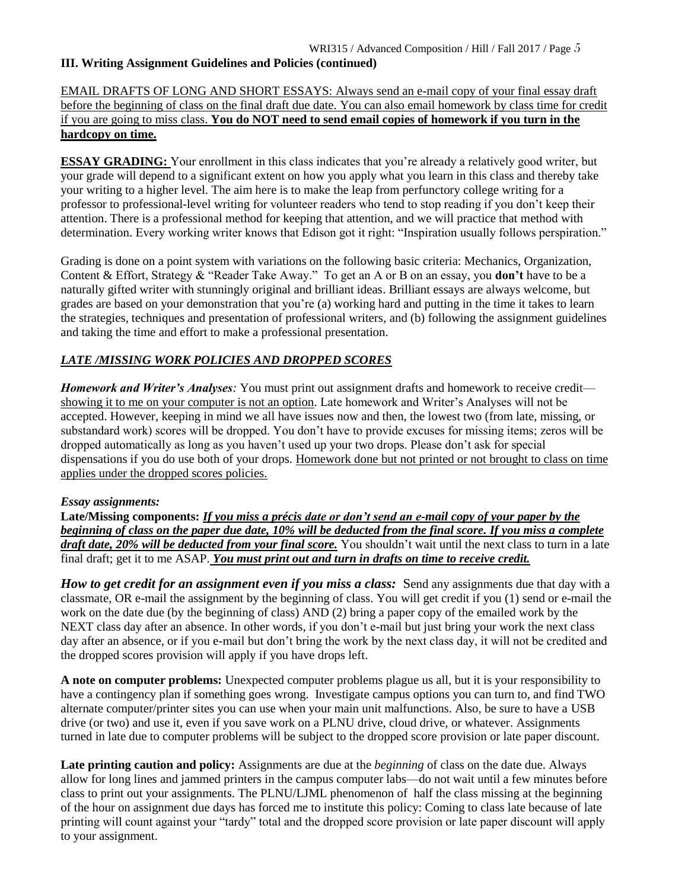**III. Writing Assignment Guidelines and Policies (continued)**

EMAIL DRAFTS OF LONG AND SHORT ESSAYS: Always send an e-mail copy of your final essay draft before the beginning of class on the final draft due date. You can also email homework by class time for credit if you are going to miss class. **You do NOT need to send email copies of homework if you turn in the hardcopy on time.**

**ESSAY GRADING:** Your enrollment in this class indicates that you're already a relatively good writer, but your grade will depend to a significant extent on how you apply what you learn in this class and thereby take your writing to a higher level. The aim here is to make the leap from perfunctory college writing for a professor to professional-level writing for volunteer readers who tend to stop reading if you don't keep their attention. There is a professional method for keeping that attention, and we will practice that method with determination. Every working writer knows that Edison got it right: "Inspiration usually follows perspiration."

Grading is done on a point system with variations on the following basic criteria: Mechanics, Organization, Content & Effort, Strategy & "Reader Take Away." To get an A or B on an essay, you **don't** have to be a naturally gifted writer with stunningly original and brilliant ideas. Brilliant essays are always welcome, but grades are based on your demonstration that you're (a) working hard and putting in the time it takes to learn the strategies, techniques and presentation of professional writers, and (b) following the assignment guidelines and taking the time and effort to make a professional presentation.

***LATE /MISSING WORK POLICIES AND DROPPED SCORES***

***Homework and Writer's Analyses:*** You must print out assignment drafts and homework to receive credit—showing it to me on your computer is not an option. Late homework and Writer's Analyses will not be accepted. However, keeping in mind we all have issues now and then, the lowest two (from late, missing, or substandard work) scores will be dropped. You don't have to provide excuses for missing items; zeros will be dropped automatically as long as you haven't used up your two drops. Please don't ask for special dispensations if you do use both of your drops. Homework done but not printed or not brought to class on time applies under the dropped scores policies.

***Essay assignments:***

**Late/Missing components:** ***If you miss a précis date or don't send an e-mail copy of your paper by the beginning of class on the paper due date, 10% will be deducted from the final score. If you miss a complete draft date, 20% will be deducted from your final score.*** You shouldn't wait until the next class to turn in a late final draft; get it to me ASAP. ***You must print out and turn in drafts on time to receive credit.***

***How to get credit for an assignment even if you miss a class:*** Send any assignments due that day with a classmate, OR e-mail the assignment by the beginning of class. You will get credit if you (1) send or e-mail the work on the date due (by the beginning of class) AND (2) bring a paper copy of the emailed work by the NEXT class day after an absence. In other words, if you don't e-mail but just bring your work the next class day after an absence, or if you e-mail but don't bring the work by the next class day, it will not be credited and the dropped scores provision will apply if you have drops left.

**A note on computer problems:** Unexpected computer problems plague us all, but it is your responsibility to have a contingency plan if something goes wrong. Investigate campus options you can turn to, and find TWO alternate computer/printer sites you can use when your main unit malfunctions. Also, be sure to have a USB drive (or two) and use it, even if you save work on a PLNU drive, cloud drive, or whatever. Assignments turned in late due to computer problems will be subject to the dropped score provision or late paper discount.

**Late printing caution and policy:** Assignments are due at the *beginning* of class on the date due. Always allow for long lines and jammed printers in the campus computer labs—do not wait until a few minutes before class to print out your assignments. The PLNU/LJML phenomenon of half the class missing at the beginning of the hour on assignment due days has forced me to institute this policy: Coming to class late because of late printing will count against your "tardy" total and the dropped score provision or late paper discount will apply to your assignment.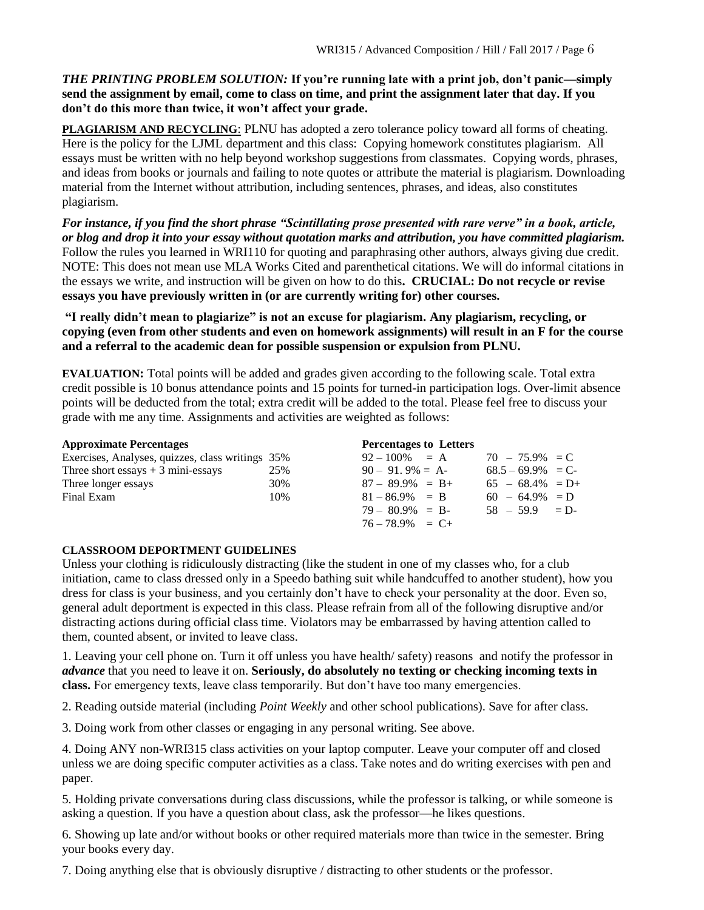***THE PRINTING PROBLEM SOLUTION:*** **If you're running late with a print job, don't panic—simply send the assignment by email, come to class on time, and print the assignment later that day. If you don't do this more than twice, it won't affect your grade.**

**PLAGIARISM AND RECYCLING**: PLNU has adopted a zero tolerance policy toward all forms of cheating. Here is the policy for the LJML department and this class: Copying homework constitutes plagiarism. All essays must be written with no help beyond workshop suggestions from classmates. Copying words, phrases, and ideas from books or journals and failing to note quotes or attribute the material is plagiarism. Downloading material from the Internet without attribution, including sentences, phrases, and ideas, also constitutes plagiarism.

***For instance, if you find the short phrase "Scintillating prose presented with rare verve" in a book, article, or blog and drop it into your essay without quotation marks and attribution, you have committed plagiarism.*** Follow the rules you learned in WRI110 for quoting and paraphrasing other authors, always giving due credit. NOTE: This does not mean use MLA Works Cited and parenthetical citations. We will do informal citations in the essays we write, and instruction will be given on how to do this**. CRUCIAL: Do not recycle or revise essays you have previously written in (or are currently writing for) other courses.**

**"I really didn't mean to plagiarize" is not an excuse for plagiarism. Any plagiarism, recycling, or copying (even from other students and even on homework assignments) will result in an F for the course and a referral to the academic dean for possible suspension or expulsion from PLNU.**

**EVALUATION:** Total points will be added and grades given according to the following scale. Total extra credit possible is 10 bonus attendance points and 15 points for turned-in participation logs. Over-limit absence points will be deducted from the total; extra credit will be added to the total. Please feel free to discuss your grade with me any time. Assignments and activities are weighted as follows:

| **Approximate Percentages** | |
|---|---|
| Exercises, Analyses, quizzes, class writings | 35% |
| Three short essays + 3 mini-essays | 25% |
| Three longer essays | 30% |
| Final Exam | 10% |

| **Percentages to Letters** | |
|---|---|
| 92 – 100% = A | 70 – 75.9% = C |
| 90 – 91. 9% = A- | 68.5 – 69.9% = C- |
| 87 – 89.9% = B+ | 65 – 68.4% = D+ |
| 81 – 86.9% = B | 60 – 64.9% = D |
| 79 – 80.9% = B- | 58 – 59.9 = D- |
| 76 – 78.9% = C+ | |

**CLASSROOM DEPORTMENT GUIDELINES**

Unless your clothing is ridiculously distracting (like the student in one of my classes who, for a club initiation, came to class dressed only in a Speedo bathing suit while handcuffed to another student), how you dress for class is your business, and you certainly don't have to check your personality at the door. Even so, general adult deportment is expected in this class. Please refrain from all of the following disruptive and/or distracting actions during official class time. Violators may be embarrassed by having attention called to them, counted absent, or invited to leave class.

1. Leaving your cell phone on. Turn it off unless you have health/ safety) reasons and notify the professor in ***advance*** that you need to leave it on. **Seriously, do absolutely no texting or checking incoming texts in class.** For emergency texts, leave class temporarily. But don't have too many emergencies.

2. Reading outside material (including *Point Weekly* and other school publications). Save for after class.

3. Doing work from other classes or engaging in any personal writing. See above.

4. Doing ANY non-WRI315 class activities on your laptop computer. Leave your computer off and closed unless we are doing specific computer activities as a class. Take notes and do writing exercises with pen and paper.

5. Holding private conversations during class discussions, while the professor is talking, or while someone is asking a question. If you have a question about class, ask the professor—he likes questions.

6. Showing up late and/or without books or other required materials more than twice in the semester. Bring your books every day.

7. Doing anything else that is obviously disruptive / distracting to other students or the professor.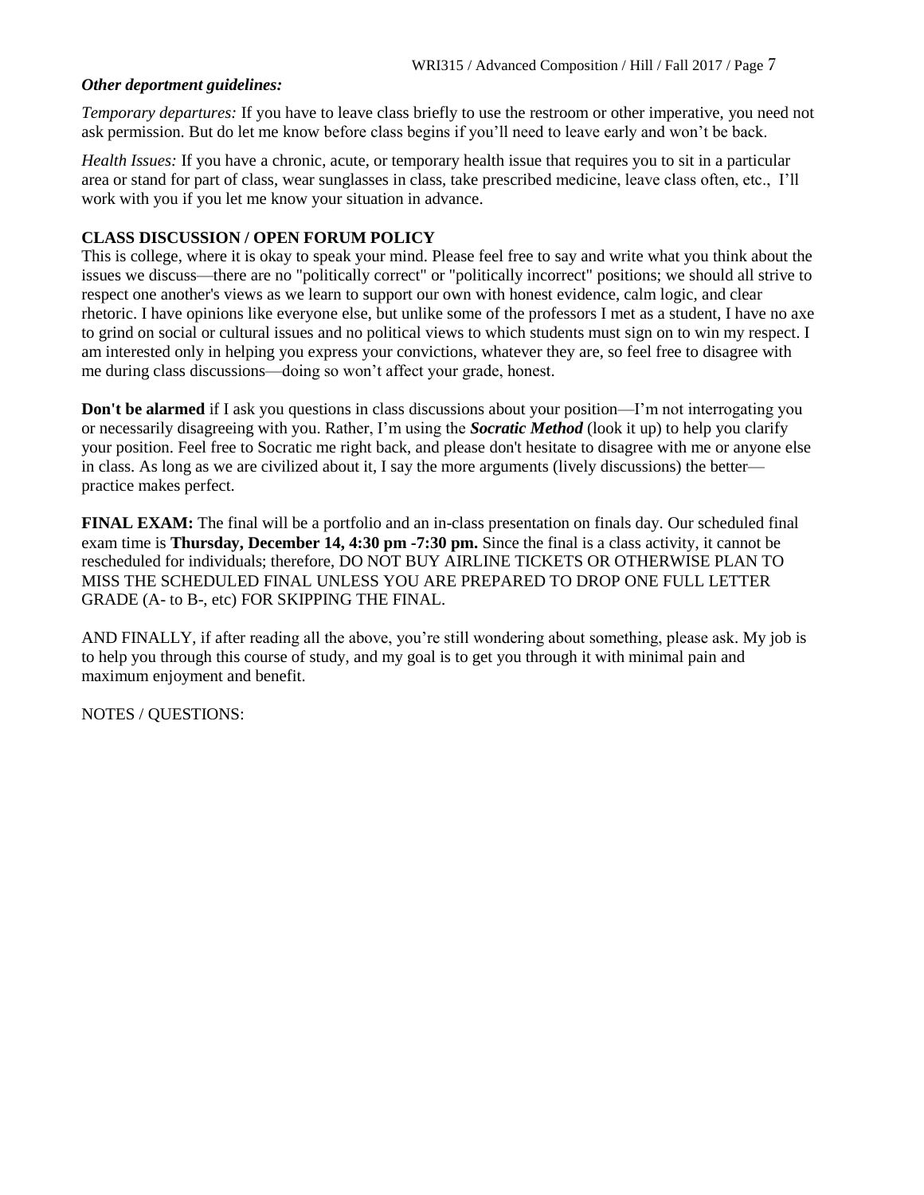***Other department guidelines:***

*Temporary departures:* If you have to leave class briefly to use the restroom or other imperative, you need not ask permission. But do let me know before class begins if you'll need to leave early and won't be back.

*Health Issues:* If you have a chronic, acute, or temporary health issue that requires you to sit in a particular area or stand for part of class, wear sunglasses in class, take prescribed medicine, leave class often, etc., I'll work with you if you let me know your situation in advance.

**CLASS DISCUSSION / OPEN FORUM POLICY**

This is college, where it is okay to speak your mind. Please feel free to say and write what you think about the issues we discuss—there are no "politically correct" or "politically incorrect" positions; we should all strive to respect one another's views as we learn to support our own with honest evidence, calm logic, and clear rhetoric. I have opinions like everyone else, but unlike some of the professors I met as a student, I have no axe to grind on social or cultural issues and no political views to which students must sign on to win my respect. I am interested only in helping you express your convictions, whatever they are, so feel free to disagree with me during class discussions—doing so won't affect your grade, honest.

**Don't be alarmed** if I ask you questions in class discussions about your position—I'm not interrogating you or necessarily disagreeing with you. Rather, I'm using the ***Socratic Method*** (look it up) to help you clarify your position. Feel free to Socratic me right back, and please don't hesitate to disagree with me or anyone else in class. As long as we are civilized about it, I say the more arguments (lively discussions) the better—practice makes perfect.

**FINAL EXAM:** The final will be a portfolio and an in-class presentation on finals day. Our scheduled final exam time is **Thursday, December 14, 4:30 pm -7:30 pm.** Since the final is a class activity, it cannot be rescheduled for individuals; therefore, DO NOT BUY AIRLINE TICKETS OR OTHERWISE PLAN TO MISS THE SCHEDULED FINAL UNLESS YOU ARE PREPARED TO DROP ONE FULL LETTER GRADE (A- to B-, etc) FOR SKIPPING THE FINAL.

AND FINALLY, if after reading all the above, you're still wondering about something, please ask. My job is to help you through this course of study, and my goal is to get you through it with minimal pain and maximum enjoyment and benefit.

NOTES / QUESTIONS: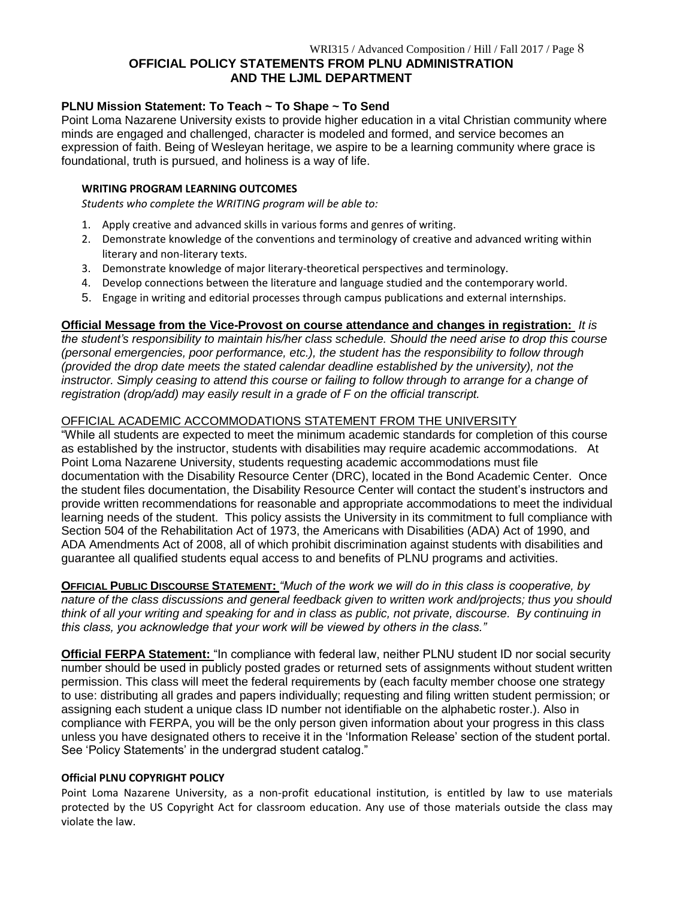# OFFICIAL POLICY STATEMENTS FROM PLNU ADMINISTRATION AND THE LJML DEPARTMENT

**PLNU Mission Statement: To Teach ~ To Shape ~ To Send**

Point Loma Nazarene University exists to provide higher education in a vital Christian community where minds are engaged and challenged, character is modeled and formed, and service becomes an expression of faith. Being of Wesleyan heritage, we aspire to be a learning community where grace is foundational, truth is pursued, and holiness is a way of life.

**WRITING PROGRAM LEARNING OUTCOMES**

*Students who complete the WRITING program will be able to:*

1. Apply creative and advanced skills in various forms and genres of writing.
2. Demonstrate knowledge of the conventions and terminology of creative and advanced writing within literary and non-literary texts.
3. Demonstrate knowledge of major literary-theoretical perspectives and terminology.
4. Develop connections between the literature and language studied and the contemporary world.
5. Engage in writing and editorial processes through campus publications and external internships.

**Official Message from the Vice-Provost on course attendance and changes in registration:** *It is the student's responsibility to maintain his/her class schedule. Should the need arise to drop this course (personal emergencies, poor performance, etc.), the student has the responsibility to follow through (provided the drop date meets the stated calendar deadline established by the university), not the instructor. Simply ceasing to attend this course or failing to follow through to arrange for a change of registration (drop/add) may easily result in a grade of F on the official transcript.*

OFFICIAL ACADEMIC ACCOMMODATIONS STATEMENT FROM THE UNIVERSITY

"While all students are expected to meet the minimum academic standards for completion of this course as established by the instructor, students with disabilities may require academic accommodations. At Point Loma Nazarene University, students requesting academic accommodations must file documentation with the Disability Resource Center (DRC), located in the Bond Academic Center. Once the student files documentation, the Disability Resource Center will contact the student's instructors and provide written recommendations for reasonable and appropriate accommodations to meet the individual learning needs of the student. This policy assists the University in its commitment to full compliance with Section 504 of the Rehabilitation Act of 1973, the Americans with Disabilities (ADA) Act of 1990, and ADA Amendments Act of 2008, all of which prohibit discrimination against students with disabilities and guarantee all qualified students equal access to and benefits of PLNU programs and activities.

**OFFICIAL PUBLIC DISCOURSE STATEMENT:** *"Much of the work we will do in this class is cooperative, by nature of the class discussions and general feedback given to written work and/projects; thus you should think of all your writing and speaking for and in class as public, not private, discourse. By continuing in this class, you acknowledge that your work will be viewed by others in the class."*

**Official FERPA Statement:** "In compliance with federal law, neither PLNU student ID nor social security number should be used in publicly posted grades or returned sets of assignments without student written permission. This class will meet the federal requirements by (each faculty member choose one strategy to use: distributing all grades and papers individually; requesting and filing written student permission; or assigning each student a unique class ID number not identifiable on the alphabetic roster.). Also in compliance with FERPA, you will be the only person given information about your progress in this class unless you have designated others to receive it in the 'Information Release' section of the student portal. See 'Policy Statements' in the undergrad student catalog."

**Official PLNU COPYRIGHT POLICY**

Point Loma Nazarene University, as a non-profit educational institution, is entitled by law to use materials protected by the US Copyright Act for classroom education. Any use of those materials outside the class may violate the law.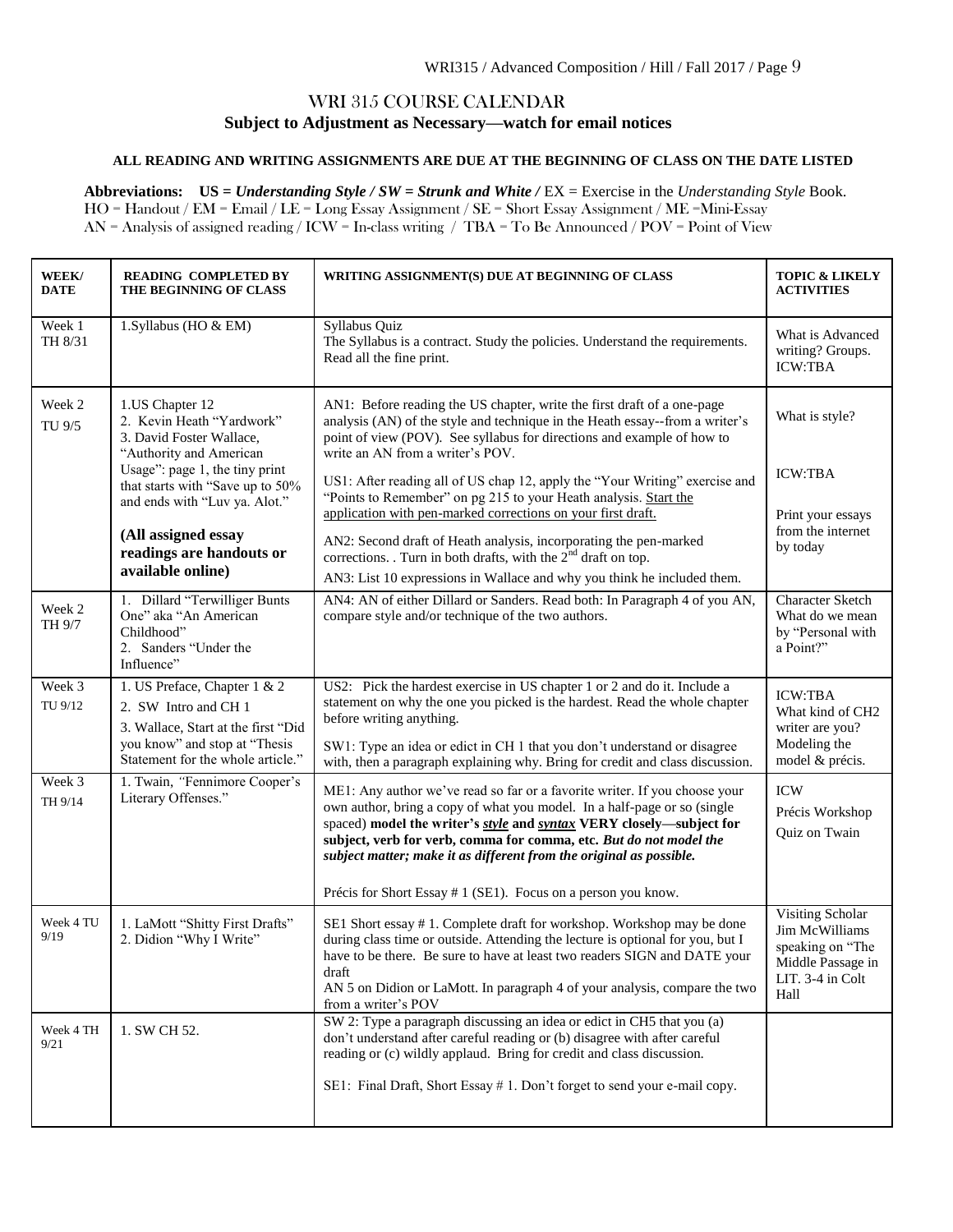# WRI 315 COURSE CALENDAR

## Subject to Adjustment as Necessary—watch for email notices

**ALL READING AND WRITING ASSIGNMENTS ARE DUE AT THE BEGINNING OF CLASS ON THE DATE LISTED**

**Abbreviations: US = *Understanding Style* / SW = *Strunk and White* /** EX = Exercise in the *Understanding Style* Book.
HO = Handout / EM = Email / LE = Long Essay Assignment / SE = Short Essay Assignment / ME =Mini-Essay
AN = Analysis of assigned reading / ICW = In-class writing / TBA = To Be Announced / POV = Point of View

| WEEK/ DATE | READING COMPLETED BY THE BEGINNING OF CLASS | WRITING ASSIGNMENT(S) DUE AT BEGINNING OF CLASS | TOPIC & LIKELY ACTIVITIES |
|---|---|---|---|
| Week 1 TH 8/31 | 1.Syllabus (HO & EM) | Syllabus Quiz<br>The Syllabus is a contract. Study the policies. Understand the requirements. Read all the fine print. | What is Advanced writing? Groups. ICW:TBA |
| Week 2 TU 9/5 | 1.US Chapter 12<br>2. Kevin Heath "Yardwork"<br>3. David Foster Wallace, "Authority and American Usage": page 1, the tiny print that starts with "Save up to 50% and ends with "Luv ya. Alot."<br>**(All assigned essay readings are handouts or available online)** | AN1: Before reading the US chapter, write the first draft of a one-page analysis (AN) of the style and technique in the Heath essay--from a writer's point of view (POV). See syllabus for directions and example of how to write an AN from a writer's POV.<br>US1: After reading all of US chap 12, apply the "Your Writing" exercise and "Points to Remember" on pg 215 to your Heath analysis. Start the application with pen-marked corrections on your first draft.<br>AN2: Second draft of Heath analysis, incorporating the pen-marked corrections. . Turn in both drafts, with the 2nd draft on top.<br>AN3: List 10 expressions in Wallace and why you think he included them. | What is style?<br>ICW:TBA<br>Print your essays from the internet by today |
| Week 2 TH 9/7 | 1. Dillard "Terwilliger Bunts One" aka "An American Childhood"<br>2. Sanders "Under the Influence" | AN4: AN of either Dillard or Sanders. Read both: In Paragraph 4 of you AN, compare style and/or technique of the two authors. | Character Sketch What do we mean by "Personal with a Point?" |
| Week 3 TU 9/12 | 1. US Preface, Chapter 1 & 2<br>2. SW Intro and CH 1<br>3. Wallace, Start at the first "Did you know" and stop at "Thesis Statement for the whole article." | US2: Pick the hardest exercise in US chapter 1 or 2 and do it. Include a statement on why the one you picked is the hardest. Read the whole chapter before writing anything.<br>SW1: Type an idea or edict in CH 1 that you don't understand or disagree with, then a paragraph explaining why. Bring for credit and class discussion. | ICW:TBA<br>What kind of CH2 writer are you? Modeling the model & précis. |
| Week 3 TH 9/14 | 1. Twain, "Fennimore Cooper's Literary Offenses." | ME1: Any author we've read so far or a favorite writer. If you choose your own author, bring a copy of what you model. In a half-page or so (single spaced) **model the writer's *style* and *syntax* VERY closely—subject for subject, verb for verb, comma for comma, etc. *But do not model the subject matter; make it as different from the original as possible.***<br>Précis for Short Essay # 1 (SE1). Focus on a person you know. | ICW<br>Précis Workshop<br>Quiz on Twain |
| Week 4 TU 9/19 | 1. LaMott "Shitty First Drafts"<br>2. Didion "Why I Write" | SE1 Short essay # 1. Complete draft for workshop. Workshop may be done during class time or outside. Attending the lecture is optional for you, but I have to be there. Be sure to have at least two readers SIGN and DATE your draft<br>AN 5 on Didion or LaMott. In paragraph 4 of your analysis, compare the two from a writer's POV | Visiting Scholar Jim McWilliams speaking on "The Middle Passage in LIT. 3-4 in Colt Hall |
| Week 4 TH 9/21 | 1. SW CH 52. | SW 2: Type a paragraph discussing an idea or edict in CH5 that you (a) don't understand after careful reading or (b) disagree with after careful reading or (c) wildly applaud. Bring for credit and class discussion.<br>SE1: Final Draft, Short Essay # 1. Don't forget to send your e-mail copy. | |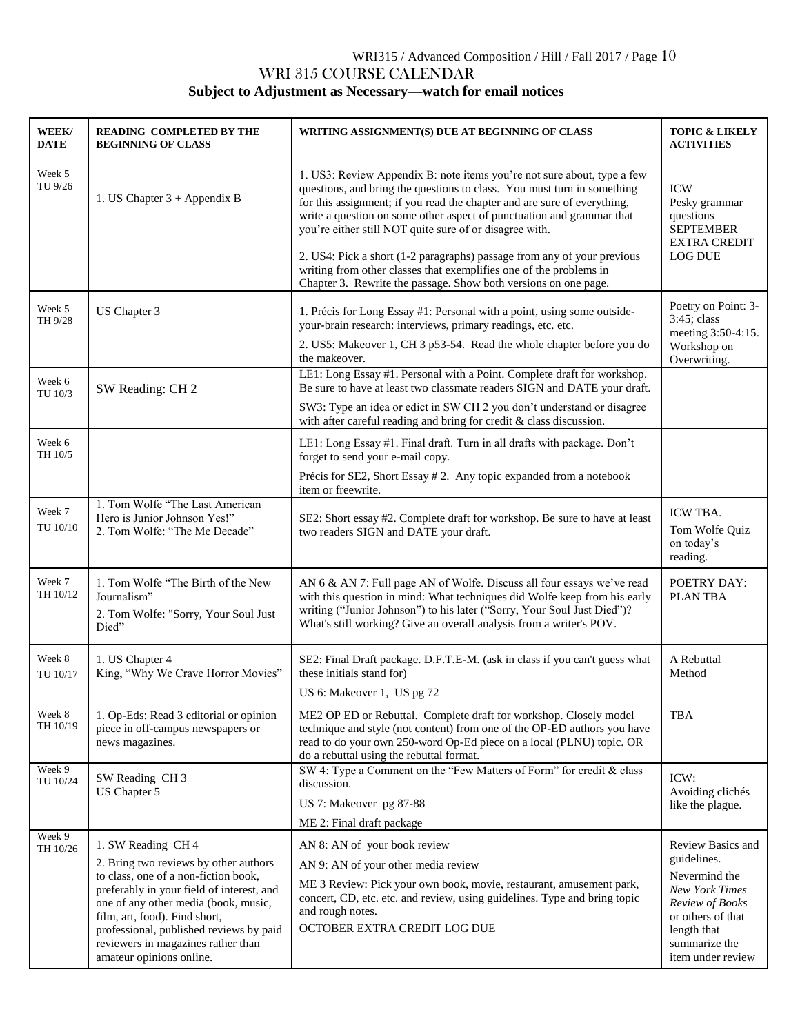# WRI 315 COURSE CALENDAR

**Subject to Adjustment as Necessary—watch for email notices**

| WEEK/ DATE | READING COMPLETED BY THE BEGINNING OF CLASS | WRITING ASSIGNMENT(S) DUE AT BEGINNING OF CLASS | TOPIC & LIKELY ACTIVITIES |
|---|---|---|---|
| Week 5 TU 9/26 | 1. US Chapter 3 + Appendix B | 1. US3: Review Appendix B: note items you're not sure about, type a few questions, and bring the questions to class. You must turn in something for this assignment; if you read the chapter and are sure of everything, write a question on some other aspect of punctuation and grammar that you're either still NOT quite sure of or disagree with.<br><br>2. US4: Pick a short (1-2 paragraphs) passage from any of your previous writing from other classes that exemplifies one of the problems in Chapter 3. Rewrite the passage. Show both versions on one page. | ICW<br>Pesky grammar questions<br>SEPTEMBER EXTRA CREDIT LOG DUE |
| Week 5 TH 9/28 | US Chapter 3 | 1. Précis for Long Essay #1: Personal with a point, using some outside-your-brain research: interviews, primary readings, etc. etc.<br>2. US5: Makeover 1, CH 3 p53-54. Read the whole chapter before you do the makeover. | Poetry on Point: 3-3:45; class meeting 3:50-4:15. Workshop on Overwriting. |
| Week 6 TU 10/3 | SW Reading: CH 2 | LE1: Long Essay #1. Personal with a Point. Complete draft for workshop. Be sure to have at least two classmate readers SIGN and DATE your draft.<br>SW3: Type an idea or edict in SW CH 2 you don't understand or disagree with after careful reading and bring for credit & class discussion. | |
| Week 6 TH 10/5 | | LE1: Long Essay #1. Final draft. Turn in all drafts with package. Don't forget to send your e-mail copy.<br>Précis for SE2, Short Essay # 2. Any topic expanded from a notebook item or freewrite. | |
| Week 7 TU 10/10 | 1. Tom Wolfe "The Last American Hero is Junior Johnson Yes!"<br>2. Tom Wolfe: "The Me Decade" | SE2: Short essay #2. Complete draft for workshop. Be sure to have at least two readers SIGN and DATE your draft. | ICW TBA.<br>Tom Wolfe Quiz on today's reading. |
| Week 7 TH 10/12 | 1. Tom Wolfe "The Birth of the New Journalism"<br>2. Tom Wolfe: "Sorry, Your Soul Just Died" | AN 6 & AN 7: Full page AN of Wolfe. Discuss all four essays we've read with this question in mind: What techniques did Wolfe keep from his early writing ("Junior Johnson") to his later ("Sorry, Your Soul Just Died")? What's still working? Give an overall analysis from a writer's POV. | POETRY DAY: PLAN TBA |
| Week 8 TU 10/17 | 1. US Chapter 4<br>King, "Why We Crave Horror Movies" | SE2: Final Draft package. D.F.T.E-M. (ask in class if you can't guess what these initials stand for)<br>US 6: Makeover 1, US pg 72 | A Rebuttal Method |
| Week 8 TH 10/19 | 1. Op-Eds: Read 3 editorial or opinion piece in off-campus newspapers or news magazines. | ME2 OP ED or Rebuttal. Complete draft for workshop. Closely model technique and style (not content) from one of the OP-ED authors you have read to do your own 250-word Op-Ed piece on a local (PLNU) topic. OR do a rebuttal using the rebuttal format. | TBA |
| Week 9 TU 10/24 | SW Reading CH 3<br>US Chapter 5 | SW 4: Type a Comment on the "Few Matters of Form" for credit & class discussion.<br>US 7: Makeover pg 87-88<br>ME 2: Final draft package | ICW:<br>Avoiding clichés like the plague. |
| Week 9 TH 10/26 | 1. SW Reading CH 4<br>2. Bring two reviews by other authors to class, one of a non-fiction book, preferably in your field of interest, and one of any other media (book, music, film, art, food). Find short, professional, published reviews by paid reviewers in magazines rather than amateur opinions online. | AN 8: AN of your book review<br>AN 9: AN of your other media review<br>ME 3 Review: Pick your own book, movie, restaurant, amusement park, concert, CD, etc. etc. and review, using guidelines. Type and bring topic and rough notes.<br>OCTOBER EXTRA CREDIT LOG DUE | Review Basics and guidelines.<br>Nevermind the *New York Times Review of Books* or others of that length that summarize the item under review |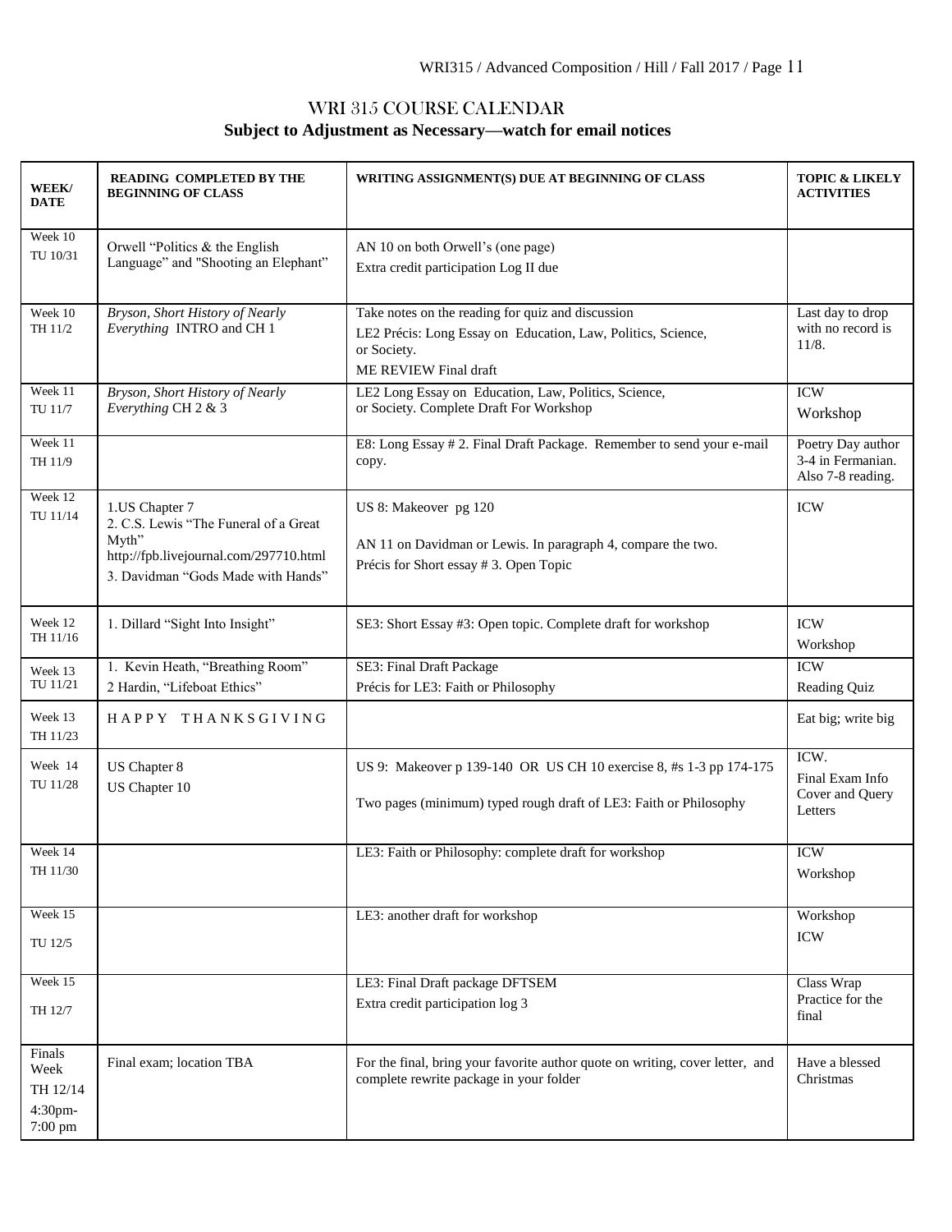# WRI 315 COURSE CALENDAR

**Subject to Adjustment as Necessary—watch for email notices**

| WEEK/ DATE | READING COMPLETED BY THE BEGINNING OF CLASS | WRITING ASSIGNMENT(S) DUE AT BEGINNING OF CLASS | TOPIC & LIKELY ACTIVITIES |
|---|---|---|---|
| Week 10 TU 10/31 | Orwell "Politics & the English Language" and "Shooting an Elephant" | AN 10 on both Orwell's (one page)<br>Extra credit participation Log II due | |
| Week 10 TH 11/2 | *Bryson, Short History of Nearly Everything* INTRO and CH 1 | Take notes on the reading for quiz and discussion<br>LE2 Précis: Long Essay on Education, Law, Politics, Science, or Society.<br>ME REVIEW Final draft | Last day to drop with no record is 11/8. |
| Week 11 TU 11/7 | *Bryson, Short History of Nearly Everything* CH 2 & 3 | LE2 Long Essay on Education, Law, Politics, Science, or Society. Complete Draft For Workshop | ICW<br>Workshop |
| Week 11 TH 11/9 | | E8: Long Essay # 2. Final Draft Package. Remember to send your e-mail copy. | Poetry Day author 3-4 in Fermanian. Also 7-8 reading. |
| Week 12 TU 11/14 | 1.US Chapter 7<br>2. C.S. Lewis "The Funeral of a Great Myth" http://fpb.livejournal.com/297710.html<br>3. Davidman "Gods Made with Hands" | US 8: Makeover pg 120<br>AN 11 on Davidman or Lewis. In paragraph 4, compare the two.<br>Précis for Short essay # 3. Open Topic | ICW |
| Week 12 TH 11/16 | 1. Dillard "Sight Into Insight" | SE3: Short Essay #3: Open topic. Complete draft for workshop | ICW<br>Workshop |
| Week 13 TU 11/21 | 1. Kevin Heath, "Breathing Room"<br>2 Hardin, "Lifeboat Ethics" | SE3: Final Draft Package<br>Précis for LE3: Faith or Philosophy | ICW<br>Reading Quiz |
| Week 13 TH 11/23 | H A P P Y   T H A N K S G I V I N G | | Eat big; write big |
| Week 14 TU 11/28 | US Chapter 8<br>US Chapter 10 | US 9: Makeover p 139-140 OR US CH 10 exercise 8, #s 1-3 pp 174-175<br>Two pages (minimum) typed rough draft of LE3: Faith or Philosophy | ICW.<br>Final Exam Info<br>Cover and Query Letters |
| Week 14 TH 11/30 | | LE3: Faith or Philosophy: complete draft for workshop | ICW<br>Workshop |
| Week 15 TU 12/5 | | LE3: another draft for workshop | Workshop<br>ICW |
| Week 15 TH 12/7 | | LE3: Final Draft package DFTSEM<br>Extra credit participation log 3 | Class Wrap<br>Practice for the final |
| Finals Week TH 12/14 4:30pm-7:00 pm | Final exam; location TBA | For the final, bring your favorite author quote on writing, cover letter, and complete rewrite package in your folder | Have a blessed Christmas |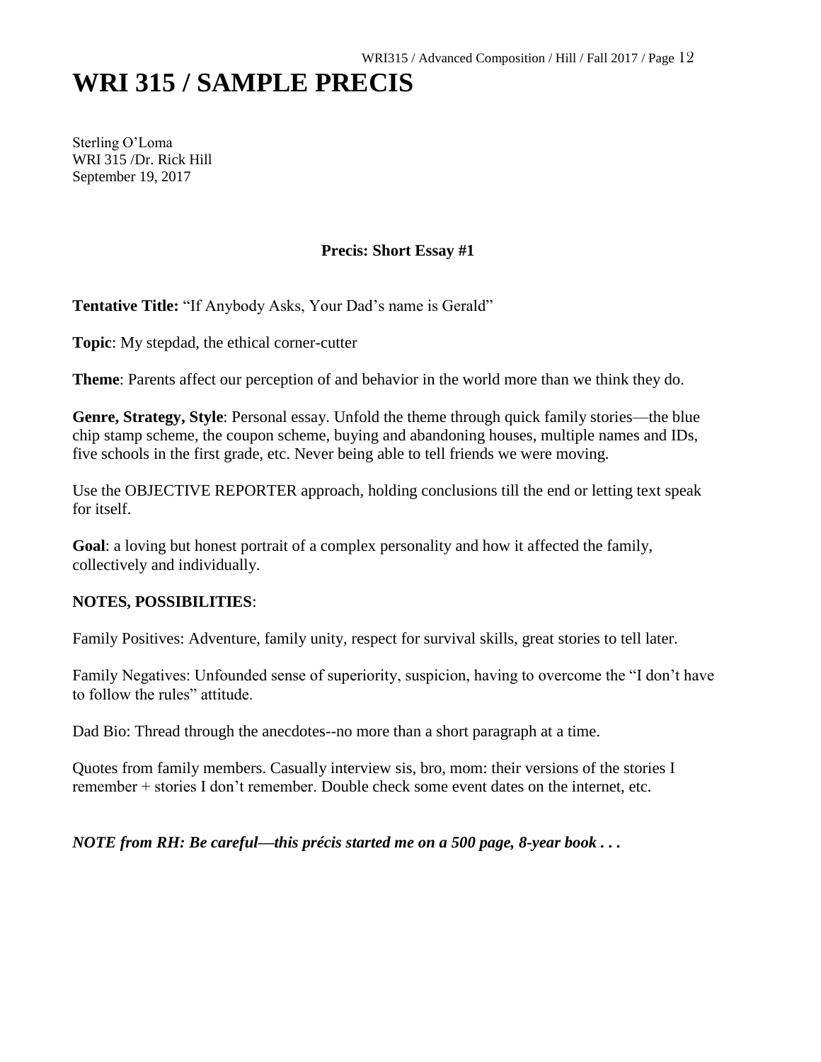# WRI 315 / SAMPLE PRECIS

Sterling O'Loma
WRI 315 /Dr. Rick Hill
September 19, 2017

**Precis: Short Essay #1**

**Tentative Title:** "If Anybody Asks, Your Dad's name is Gerald"

**Topic**: My stepdad, the ethical corner-cutter

**Theme**: Parents affect our perception of and behavior in the world more than we think they do.

**Genre, Strategy, Style**: Personal essay. Unfold the theme through quick family stories—the blue chip stamp scheme, the coupon scheme, buying and abandoning houses, multiple names and IDs, five schools in the first grade, etc. Never being able to tell friends we were moving.

Use the OBJECTIVE REPORTER approach, holding conclusions till the end or letting text speak for itself.

**Goal**: a loving but honest portrait of a complex personality and how it affected the family, collectively and individually.

**NOTES, POSSIBILITIES**:

Family Positives: Adventure, family unity, respect for survival skills, great stories to tell later.

Family Negatives: Unfounded sense of superiority, suspicion, having to overcome the "I don't have to follow the rules" attitude.

Dad Bio: Thread through the anecdotes--no more than a short paragraph at a time.

Quotes from family members. Casually interview sis, bro, mom: their versions of the stories I remember + stories I don't remember. Double check some event dates on the internet, etc.

***NOTE from RH: Be careful—this précis started me on a 500 page, 8-year book . . .***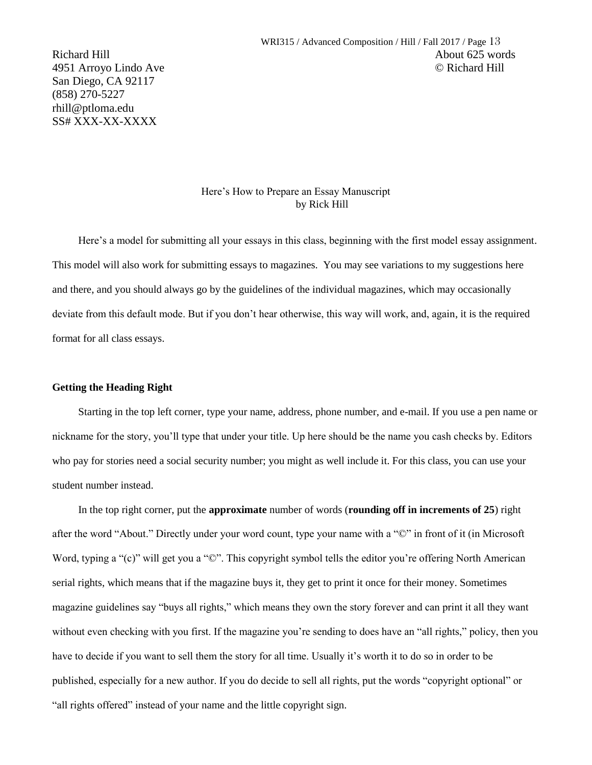Richard Hill
4951 Arroyo Lindo Ave
San Diego, CA 92117
(858) 270-5227
rhill@ptloma.edu
SS# XXX-XX-XXXX

About 625 words
© Richard Hill

Here's How to Prepare an Essay Manuscript
by Rick Hill

Here's a model for submitting all your essays in this class, beginning with the first model essay assignment. This model will also work for submitting essays to magazines. You may see variations to my suggestions here and there, and you should always go by the guidelines of the individual magazines, which may occasionally deviate from this default mode. But if you don't hear otherwise, this way will work, and, again, it is the required format for all class essays.

**Getting the Heading Right**

Starting in the top left corner, type your name, address, phone number, and e-mail. If you use a pen name or nickname for the story, you'll type that under your title. Up here should be the name you cash checks by. Editors who pay for stories need a social security number; you might as well include it. For this class, you can use your student number instead.

In the top right corner, put the **approximate** number of words (**rounding off in increments of 25**) right after the word "About." Directly under your word count, type your name with a "©" in front of it (in Microsoft Word, typing a "(c)" will get you a "©". This copyright symbol tells the editor you're offering North American serial rights, which means that if the magazine buys it, they get to print it once for their money. Sometimes magazine guidelines say "buys all rights," which means they own the story forever and can print it all they want without even checking with you first. If the magazine you're sending to does have an "all rights," policy, then you have to decide if you want to sell them the story for all time. Usually it's worth it to do so in order to be published, especially for a new author. If you do decide to sell all rights, put the words "copyright optional" or "all rights offered" instead of your name and the little copyright sign.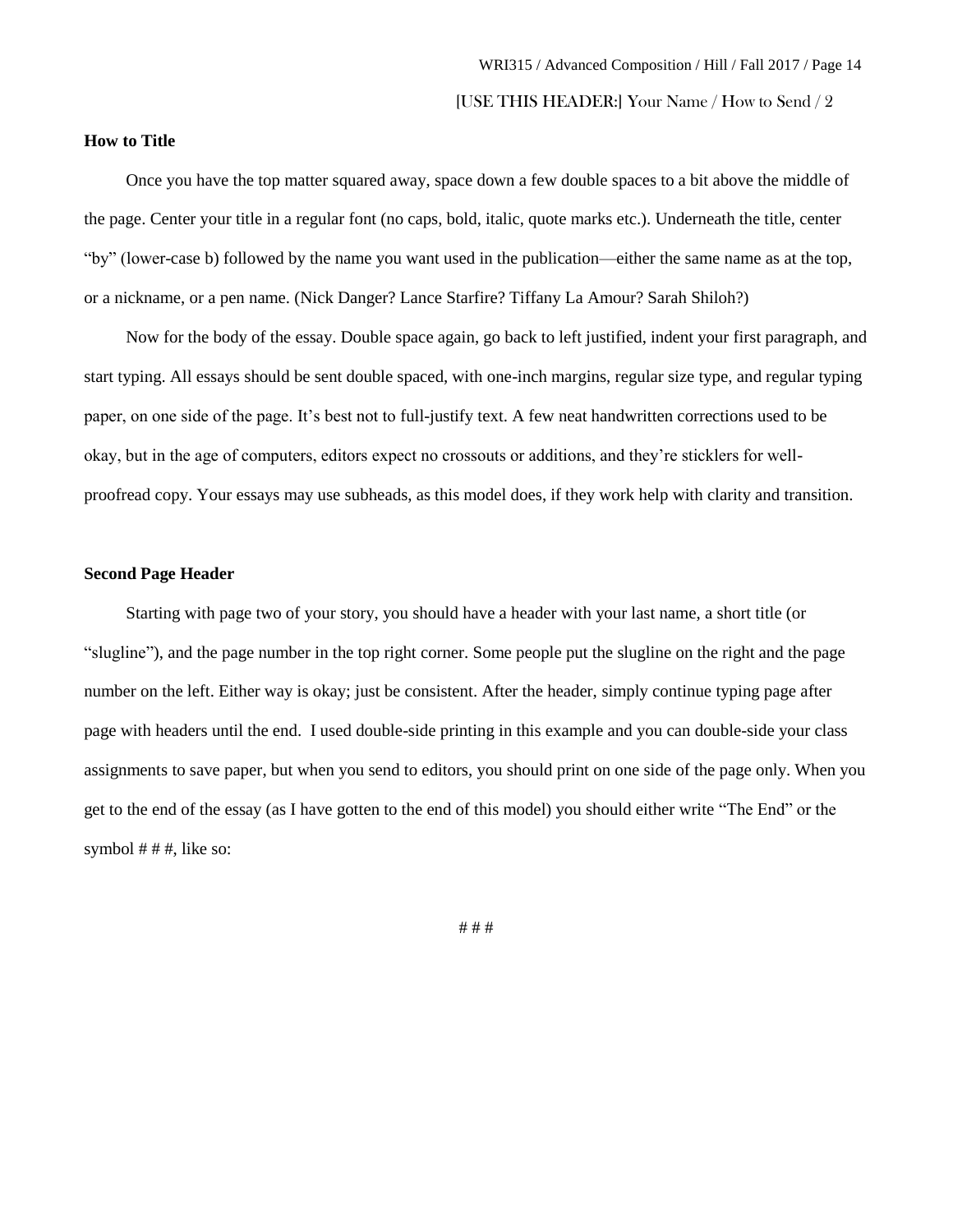[USE THIS HEADER:] Your Name / How to Send / 2

**How to Title**

Once you have the top matter squared away, space down a few double spaces to a bit above the middle of the page. Center your title in a regular font (no caps, bold, italic, quote marks etc.). Underneath the title, center "by" (lower-case b) followed by the name you want used in the publication—either the same name as at the top, or a nickname, or a pen name. (Nick Danger? Lance Starfire? Tiffany La Amour? Sarah Shiloh?)

Now for the body of the essay. Double space again, go back to left justified, indent your first paragraph, and start typing. All essays should be sent double spaced, with one-inch margins, regular size type, and regular typing paper, on one side of the page. It's best not to full-justify text. A few neat handwritten corrections used to be okay, but in the age of computers, editors expect no crossouts or additions, and they're sticklers for well-proofread copy. Your essays may use subheads, as this model does, if they work help with clarity and transition.

**Second Page Header**

Starting with page two of your story, you should have a header with your last name, a short title (or "slugline"), and the page number in the top right corner. Some people put the slugline on the right and the page number on the left. Either way is okay; just be consistent. After the header, simply continue typing page after page with headers until the end. I used double-side printing in this example and you can double-side your class assignments to save paper, but when you send to editors, you should print on one side of the page only. When you get to the end of the essay (as I have gotten to the end of this model) you should either write "The End" or the symbol # # #, like so:

# # #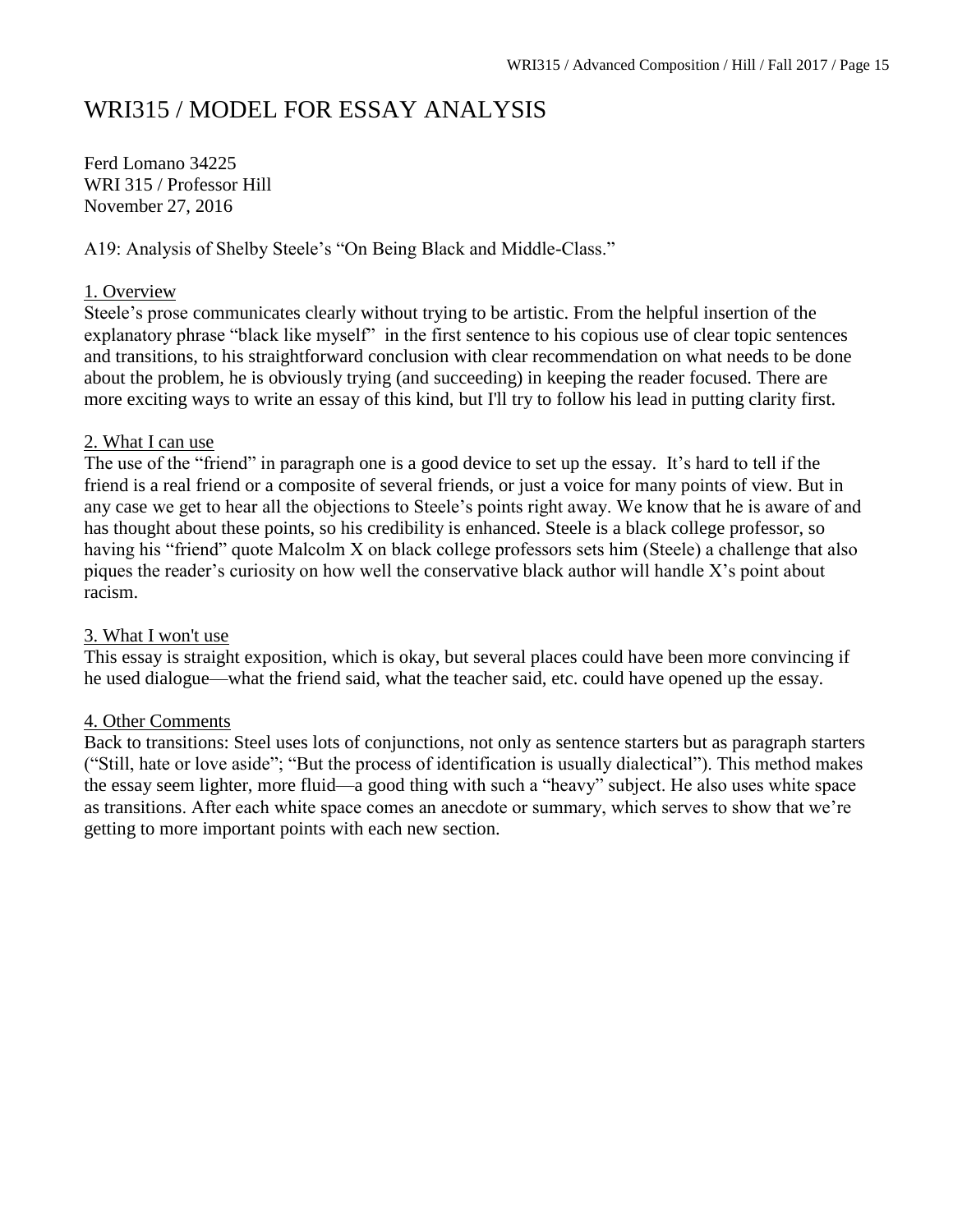# WRI315 / MODEL FOR ESSAY ANALYSIS

Ferd Lomano 34225
WRI 315 / Professor Hill
November 27, 2016

A19: Analysis of Shelby Steele's "On Being Black and Middle-Class."

<u>1. Overview</u>
Steele's prose communicates clearly without trying to be artistic. From the helpful insertion of the explanatory phrase "black like myself" in the first sentence to his copious use of clear topic sentences and transitions, to his straightforward conclusion with clear recommendation on what needs to be done about the problem, he is obviously trying (and succeeding) in keeping the reader focused. There are more exciting ways to write an essay of this kind, but I'll try to follow his lead in putting clarity first.

<u>2. What I can use</u>
The use of the "friend" in paragraph one is a good device to set up the essay. It's hard to tell if the friend is a real friend or a composite of several friends, or just a voice for many points of view. But in any case we get to hear all the objections to Steele's points right away. We know that he is aware of and has thought about these points, so his credibility is enhanced. Steele is a black college professor, so having his "friend" quote Malcolm X on black college professors sets him (Steele) a challenge that also piques the reader's curiosity on how well the conservative black author will handle X's point about racism.

<u>3. What I won't use</u>
This essay is straight exposition, which is okay, but several places could have been more convincing if he used dialogue—what the friend said, what the teacher said, etc. could have opened up the essay.

<u>4. Other Comments</u>
Back to transitions: Steel uses lots of conjunctions, not only as sentence starters but as paragraph starters ("Still, hate or love aside"; "But the process of identification is usually dialectical"). This method makes the essay seem lighter, more fluid—a good thing with such a "heavy" subject. He also uses white space as transitions. After each white space comes an anecdote or summary, which serves to show that we're getting to more important points with each new section.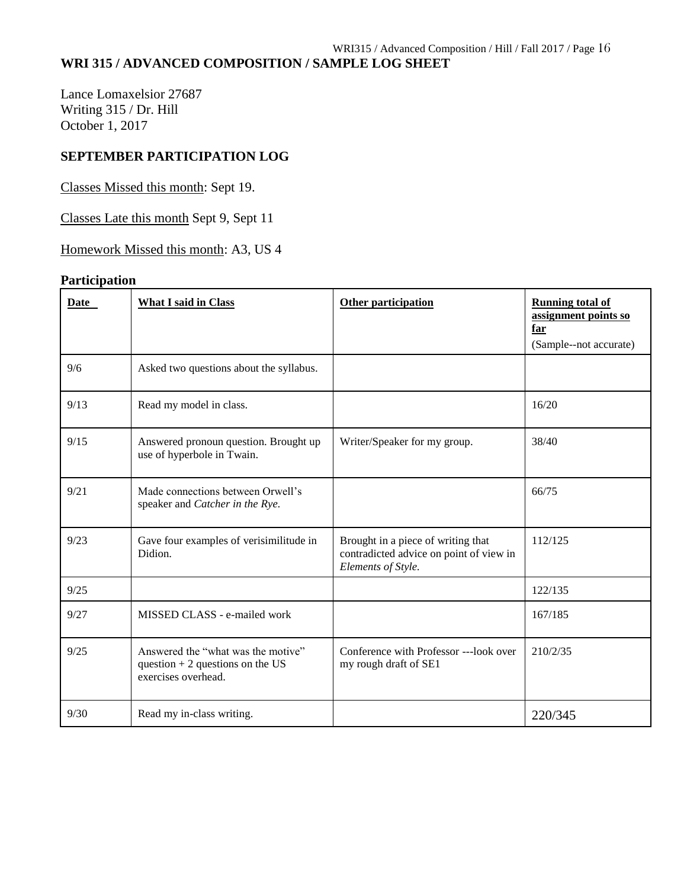## WRI 315 / ADVANCED COMPOSITION / SAMPLE LOG SHEET

Lance Lomaxelsior 27687
Writing 315 / Dr. Hill
October 1, 2017

### SEPTEMBER PARTICIPATION LOG

Classes Missed this month: Sept 19.

Classes Late this month Sept 9, Sept 11

Homework Missed this month: A3, US 4

### Participation

| Date | What I said in Class | Other participation | Running total of assignment points so far (Sample--not accurate) |
|---|---|---|---|
| 9/6 | Asked two questions about the syllabus. | | |
| 9/13 | Read my model in class. | | 16/20 |
| 9/15 | Answered pronoun question. Brought up use of hyperbole in Twain. | Writer/Speaker for my group. | 38/40 |
| 9/21 | Made connections between Orwell's speaker and *Catcher in the Rye.* | | 66/75 |
| 9/23 | Gave four examples of verisimilitude in Didion. | Brought in a piece of writing that contradicted advice on point of view in *Elements of Style.* | 112/125 |
| 9/25 | | | 122/135 |
| 9/27 | MISSED CLASS - e-mailed work | | 167/185 |
| 9/25 | Answered the "what was the motive" question + 2 questions on the US exercises overhead. | Conference with Professor ---look over my rough draft of SE1 | 210/2/35 |
| 9/30 | Read my in-class writing. | | 220/345 |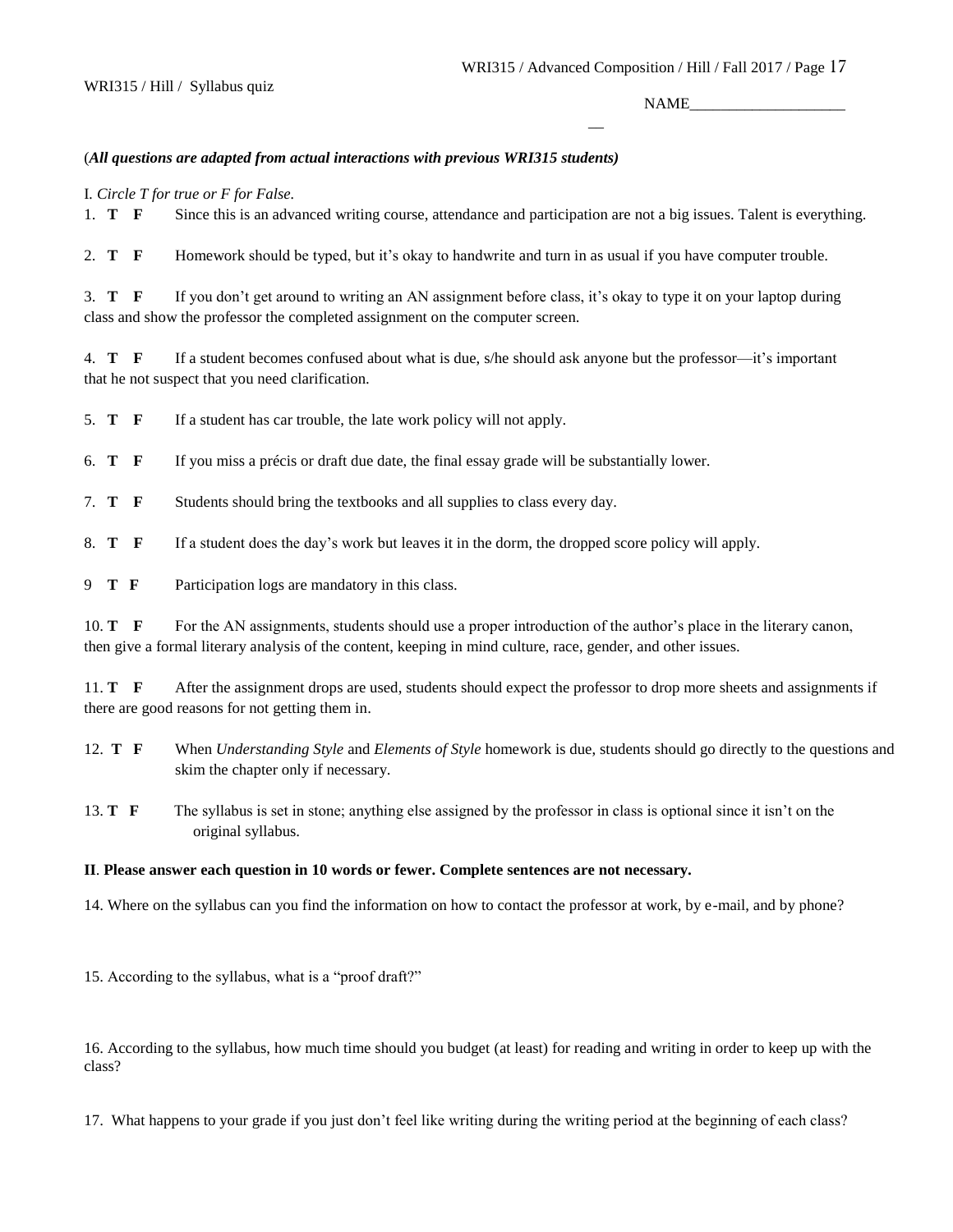WRI315 / Hill / Syllabus quiz

NAME____________________

*(All questions are adapted from actual interactions with previous WRI315 students)*

I. *Circle T for true or F for False.*

1. **T F** Since this is an advanced writing course, attendance and participation are not a big issues. Talent is everything.

2. **T F** Homework should be typed, but it's okay to handwrite and turn in as usual if you have computer trouble.

3. **T F** If you don't get around to writing an AN assignment before class, it's okay to type it on your laptop during class and show the professor the completed assignment on the computer screen.

4. **T F** If a student becomes confused about what is due, s/he should ask anyone but the professor—it's important that he not suspect that you need clarification.

5. **T F** If a student has car trouble, the late work policy will not apply.

6. **T F** If you miss a précis or draft due date, the final essay grade will be substantially lower.

7. **T F** Students should bring the textbooks and all supplies to class every day.

8. **T F** If a student does the day's work but leaves it in the dorm, the dropped score policy will apply.

9. **T F** Participation logs are mandatory in this class.

10. **T F** For the AN assignments, students should use a proper introduction of the author's place in the literary canon, then give a formal literary analysis of the content, keeping in mind culture, race, gender, and other issues.

11. **T F** After the assignment drops are used, students should expect the professor to drop more sheets and assignments if there are good reasons for not getting them in.

12. **T F** When *Understanding Style* and *Elements of Style* homework is due, students should go directly to the questions and skim the chapter only if necessary.

13. **T F** The syllabus is set in stone; anything else assigned by the professor in class is optional since it isn't on the original syllabus.

**II**. **Please answer each question in 10 words or fewer. Complete sentences are not necessary.**

14. Where on the syllabus can you find the information on how to contact the professor at work, by e-mail, and by phone?

15. According to the syllabus, what is a "proof draft?"

16. According to the syllabus, how much time should you budget (at least) for reading and writing in order to keep up with the class?

17. What happens to your grade if you just don't feel like writing during the writing period at the beginning of each class?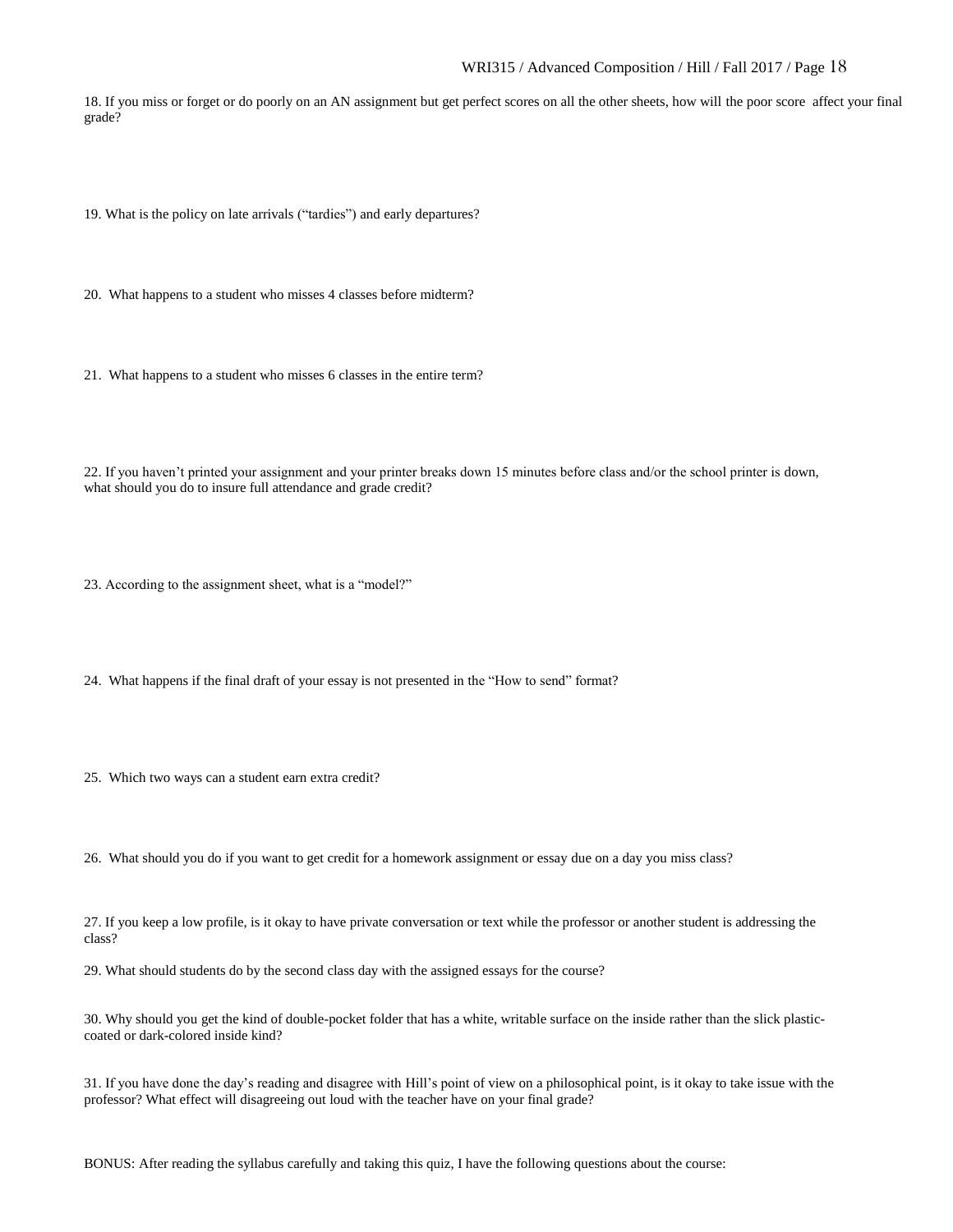18. If you miss or forget or do poorly on an AN assignment but get perfect scores on all the other sheets, how will the poor score affect your final grade?

19. What is the policy on late arrivals ("tardies") and early departures?

20. What happens to a student who misses 4 classes before midterm?

21. What happens to a student who misses 6 classes in the entire term?

22. If you haven't printed your assignment and your printer breaks down 15 minutes before class and/or the school printer is down, what should you do to insure full attendance and grade credit?

23. According to the assignment sheet, what is a "model?"

24. What happens if the final draft of your essay is not presented in the "How to send" format?

25. Which two ways can a student earn extra credit?

26. What should you do if you want to get credit for a homework assignment or essay due on a day you miss class?

27. If you keep a low profile, is it okay to have private conversation or text while the professor or another student is addressing the class?

29. What should students do by the second class day with the assigned essays for the course?

30. Why should you get the kind of double-pocket folder that has a white, writable surface on the inside rather than the slick plastic-coated or dark-colored inside kind?

31. If you have done the day's reading and disagree with Hill's point of view on a philosophical point, is it okay to take issue with the professor? What effect will disagreeing out loud with the teacher have on your final grade?

BONUS: After reading the syllabus carefully and taking this quiz, I have the following questions about the course: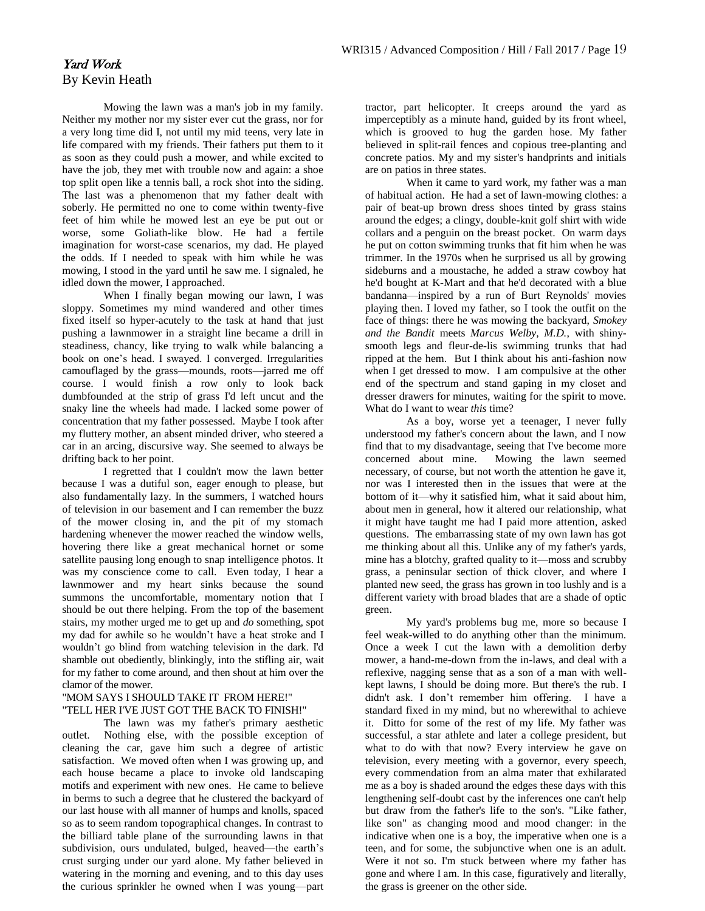# *Yard Work*

By Kevin Heath

Mowing the lawn was a man's job in my family. Neither my mother nor my sister ever cut the grass, nor for a very long time did I, not until my mid teens, very late in life compared with my friends. Their fathers put them to it as soon as they could push a mower, and while excited to have the job, they met with trouble now and again: a shoe top split open like a tennis ball, a rock shot into the siding. The last was a phenomenon that my father dealt with soberly. He permitted no one to come within twenty-five feet of him while he mowed lest an eye be put out or worse, some Goliath-like blow. He had a fertile imagination for worst-case scenarios, my dad. He played the odds. If I needed to speak with him while he was mowing, I stood in the yard until he saw me. I signaled, he idled down the mower, I approached.

When I finally began mowing our lawn, I was sloppy. Sometimes my mind wandered and other times fixed itself so hyper-acutely to the task at hand that just pushing a lawnmower in a straight line became a drill in steadiness, chancy, like trying to walk while balancing a book on one's head. I swayed. I converged. Irregularities camouflaged by the grass—mounds, roots—jarred me off course. I would finish a row only to look back dumbfounded at the strip of grass I'd left uncut and the snaky line the wheels had made. I lacked some power of concentration that my father possessed. Maybe I took after my fluttery mother, an absent minded driver, who steered a car in an arcing, discursive way. She seemed to always be drifting back to her point.

I regretted that I couldn't mow the lawn better because I was a dutiful son, eager enough to please, but also fundamentally lazy. In the summers, I watched hours of television in our basement and I can remember the buzz of the mower closing in, and the pit of my stomach hardening whenever the mower reached the window wells, hovering there like a great mechanical hornet or some satellite pausing long enough to snap intelligence photos. It was my conscience come to call. Even today, I hear a lawnmower and my heart sinks because the sound summons the uncomfortable, momentary notion that I should be out there helping. From the top of the basement stairs, my mother urged me to get up and *do* something, spot my dad for awhile so he wouldn't have a heat stroke and I wouldn't go blind from watching television in the dark. I'd shamble out obediently, blinkingly, into the stifling air, wait for my father to come around, and then shout at him over the clamor of the mower.

"MOM SAYS I SHOULD TAKE IT FROM HERE!"

"TELL HER I'VE JUST GOT THE BACK TO FINISH!"

The lawn was my father's primary aesthetic outlet. Nothing else, with the possible exception of cleaning the car, gave him such a degree of artistic satisfaction. We moved often when I was growing up, and each house became a place to invoke old landscaping motifs and experiment with new ones. He came to believe in berms to such a degree that he clustered the backyard of our last house with all manner of humps and knolls, spaced so as to seem random topographical changes. In contrast to the billiard table plane of the surrounding lawns in that subdivision, ours undulated, bulged, heaved—the earth's crust surging under our yard alone. My father believed in watering in the morning and evening, and to this day uses the curious sprinkler he owned when I was young—part tractor, part helicopter. It creeps around the yard as imperceptibly as a minute hand, guided by its front wheel, which is grooved to hug the garden hose. My father believed in split-rail fences and copious tree-planting and concrete patios. My and my sister's handprints and initials are on patios in three states.

When it came to yard work, my father was a man of habitual action. He had a set of lawn-mowing clothes: a pair of beat-up brown dress shoes tinted by grass stains around the edges; a clingy, double-knit golf shirt with wide collars and a penguin on the breast pocket. On warm days he put on cotton swimming trunks that fit him when he was trimmer. In the 1970s when he surprised us all by growing sideburns and a moustache, he added a straw cowboy hat he'd bought at K-Mart and that he'd decorated with a blue bandanna—inspired by a run of Burt Reynolds' movies playing then. I loved my father, so I took the outfit on the face of things: there he was mowing the backyard, *Smokey and the Bandit* meets *Marcus Welby, M.D.*, with shiny-smooth legs and fleur-de-lis swimming trunks that had ripped at the hem. But I think about his anti-fashion now when I get dressed to mow. I am compulsive at the other end of the spectrum and stand gaping in my closet and dresser drawers for minutes, waiting for the spirit to move. What do I want to wear *this* time?

As a boy, worse yet a teenager, I never fully understood my father's concern about the lawn, and I now find that to my disadvantage, seeing that I've become more concerned about mine. Mowing the lawn seemed necessary, of course, but not worth the attention he gave it, nor was I interested then in the issues that were at the bottom of it—why it satisfied him, what it said about him, about men in general, how it altered our relationship, what it might have taught me had I paid more attention, asked questions. The embarrassing state of my own lawn has got me thinking about all this. Unlike any of my father's yards, mine has a blotchy, grafted quality to it—moss and scrubby grass, a peninsular section of thick clover, and where I planted new seed, the grass has grown in too lushly and is a different variety with broad blades that are a shade of optic green.

My yard's problems bug me, more so because I feel weak-willed to do anything other than the minimum. Once a week I cut the lawn with a demolition derby mower, a hand-me-down from the in-laws, and deal with a reflexive, nagging sense that as a son of a man with well-kept lawns, I should be doing more. But there's the rub. I didn't ask. I don't remember him offering. I have a standard fixed in my mind, but no wherewithal to achieve it. Ditto for some of the rest of my life. My father was successful, a star athlete and later a college president, but what to do with that now? Every interview he gave on television, every meeting with a governor, every speech, every commendation from an alma mater that exhilarated me as a boy is shaded around the edges these days with this lengthening self-doubt cast by the inferences one can't help but draw from the father's life to the son's. "Like father, like son" as changing mood and mood changer: in the indicative when one is a boy, the imperative when one is a teen, and for some, the subjunctive when one is an adult. Were it not so. I'm stuck between where my father has gone and where I am. In this case, figuratively and literally, the grass is greener on the other side.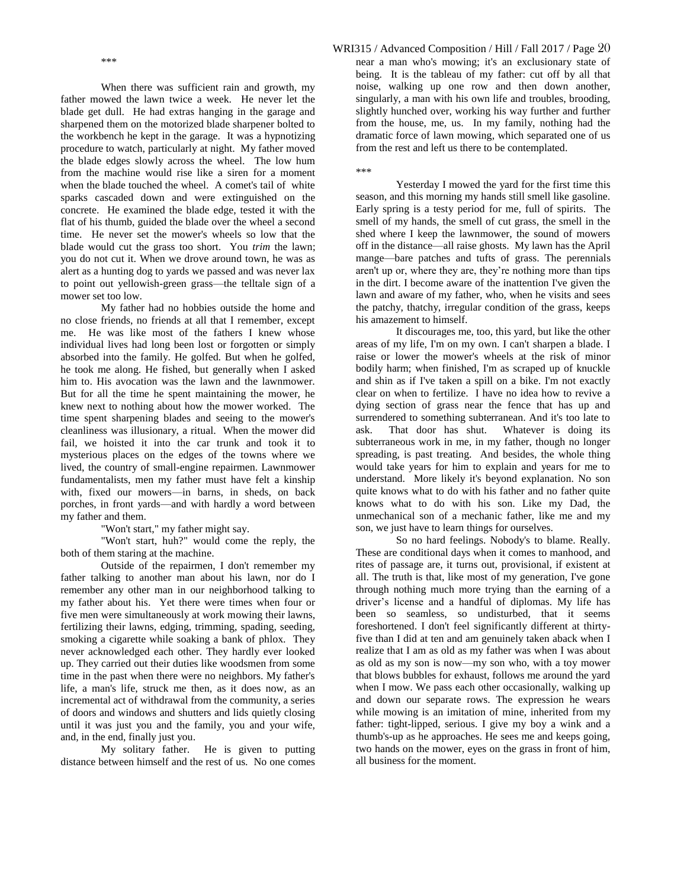\*\*\*

When there was sufficient rain and growth, my father mowed the lawn twice a week. He never let the blade get dull. He had extras hanging in the garage and sharpened them on the motorized blade sharpener bolted to the workbench he kept in the garage. It was a hypnotizing procedure to watch, particularly at night. My father moved the blade edges slowly across the wheel. The low hum from the machine would rise like a siren for a moment when the blade touched the wheel. A comet's tail of white sparks cascaded down and were extinguished on the concrete. He examined the blade edge, tested it with the flat of his thumb, guided the blade over the wheel a second time. He never set the mower's wheels so low that the blade would cut the grass too short. You *trim* the lawn; you do not cut it. When we drove around town, he was as alert as a hunting dog to yards we passed and was never lax to point out yellowish-green grass—the telltale sign of a mower set too low.

My father had no hobbies outside the home and no close friends, no friends at all that I remember, except me. He was like most of the fathers I knew whose individual lives had long been lost or forgotten or simply absorbed into the family. He golfed. But when he golfed, he took me along. He fished, but generally when I asked him to. His avocation was the lawn and the lawnmower. But for all the time he spent maintaining the mower, he knew next to nothing about how the mower worked. The time spent sharpening blades and seeing to the mower's cleanliness was illusionary, a ritual. When the mower did fail, we hoisted it into the car trunk and took it to mysterious places on the edges of the towns where we lived, the country of small-engine repairmen. Lawnmower fundamentalists, men my father must have felt a kinship with, fixed our mowers—in barns, in sheds, on back porches, in front yards—and with hardly a word between my father and them.

"Won't start," my father might say.

"Won't start, huh?" would come the reply, the both of them staring at the machine.

Outside of the repairmen, I don't remember my father talking to another man about his lawn, nor do I remember any other man in our neighborhood talking to my father about his. Yet there were times when four or five men were simultaneously at work mowing their lawns, fertilizing their lawns, edging, trimming, spading, seeding, smoking a cigarette while soaking a bank of phlox. They never acknowledged each other. They hardly ever looked up. They carried out their duties like woodsmen from some time in the past when there were no neighbors. My father's life, a man's life, struck me then, as it does now, as an incremental act of withdrawal from the community, a series of doors and windows and shutters and lids quietly closing until it was just you and the family, you and your wife, and, in the end, finally just you.

My solitary father. He is given to putting distance between himself and the rest of us. No one comes near a man who's mowing; it's an exclusionary state of being. It is the tableau of my father: cut off by all that noise, walking up one row and then down another, singularly, a man with his own life and troubles, brooding, slightly hunched over, working his way further and further from the house, me, us. In my family, nothing had the dramatic force of lawn mowing, which separated one of us from the rest and left us there to be contemplated.

\*\*\*

Yesterday I mowed the yard for the first time this season, and this morning my hands still smell like gasoline. Early spring is a testy period for me, full of spirits. The smell of my hands, the smell of cut grass, the smell in the shed where I keep the lawnmower, the sound of mowers off in the distance—all raise ghosts. My lawn has the April mange—bare patches and tufts of grass. The perennials aren't up or, where they are, they're nothing more than tips in the dirt. I become aware of the inattention I've given the lawn and aware of my father, who, when he visits and sees the patchy, thatchy, irregular condition of the grass, keeps his amazement to himself.

It discourages me, too, this yard, but like the other areas of my life, I'm on my own. I can't sharpen a blade. I raise or lower the mower's wheels at the risk of minor bodily harm; when finished, I'm as scraped up of knuckle and shin as if I've taken a spill on a bike. I'm not exactly clear on when to fertilize. I have no idea how to revive a dying section of grass near the fence that has up and surrendered to something subterranean. And it's too late to ask. That door has shut. Whatever is doing its subterraneous work in me, in my father, though no longer spreading, is past treating. And besides, the whole thing would take years for him to explain and years for me to understand. More likely it's beyond explanation. No son quite knows what to do with his father and no father quite knows what to do with his son. Like my Dad, the unmechanical son of a mechanic father, like me and my son, we just have to learn things for ourselves.

So no hard feelings. Nobody's to blame. Really. These are conditional days when it comes to manhood, and rites of passage are, it turns out, provisional, if existent at all. The truth is that, like most of my generation, I've gone through nothing much more trying than the earning of a driver's license and a handful of diplomas. My life has been so seamless, so undisturbed, that it seems foreshortened. I don't feel significantly different at thirty-five than I did at ten and am genuinely taken aback when I realize that I am as old as my father was when I was about as old as my son is now—my son who, with a toy mower that blows bubbles for exhaust, follows me around the yard when I mow. We pass each other occasionally, walking up and down our separate rows. The expression he wears while mowing is an imitation of mine, inherited from my father: tight-lipped, serious. I give my boy a wink and a thumb's-up as he approaches. He sees me and keeps going, two hands on the mower, eyes on the grass in front of him, all business for the moment.